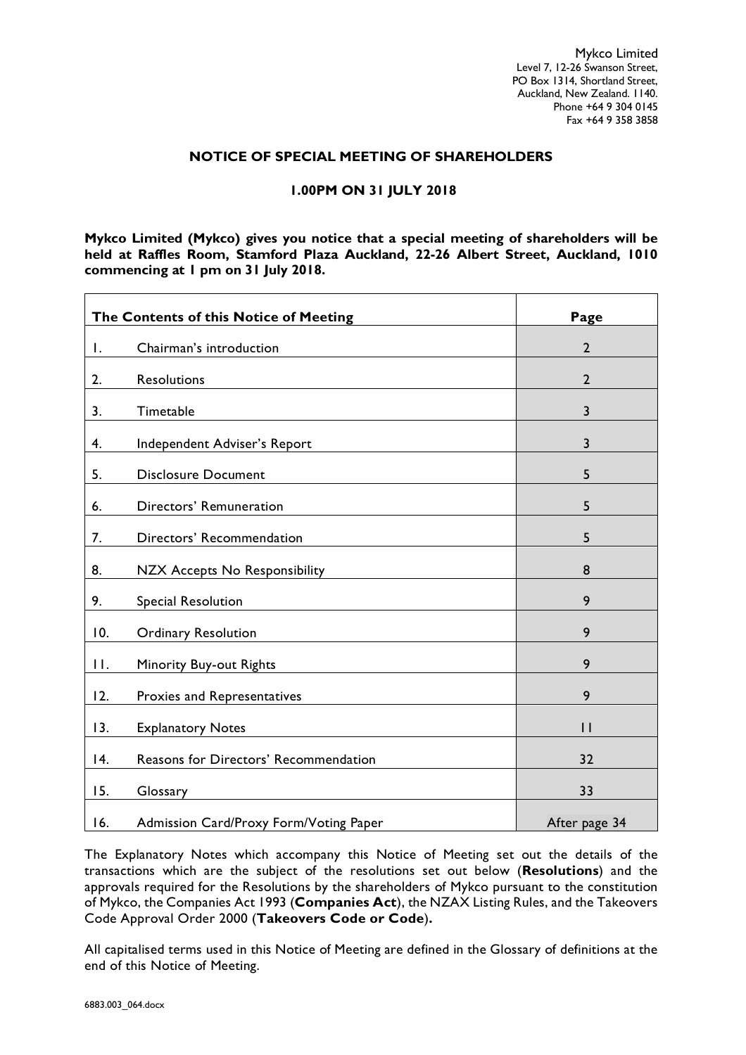Mykco Limited
Level 7, 12-26 Swanson Street,
PO Box 1314, Shortland Street,
Auckland, New Zealand. 1140.
Phone +64 9 304 0145
Fax +64 9 358 3858

# NOTICE OF SPECIAL MEETING OF SHAREHOLDERS

## 1.00PM ON 31 JULY 2018

**Mykco Limited (Mykco) gives you notice that a special meeting of shareholders will be held at Raffles Room, Stamford Plaza Auckland, 22-26 Albert Street, Auckland, 1010 commencing at 1 pm on 31 July 2018.**

| The Contents of this Notice of Meeting | | Page |
|---|---|---|
| 1. | Chairman's introduction | 2 |
| 2. | Resolutions | 2 |
| 3. | Timetable | 3 |
| 4. | Independent Adviser's Report | 3 |
| 5. | Disclosure Document | 5 |
| 6. | Directors' Remuneration | 5 |
| 7. | Directors' Recommendation | 5 |
| 8. | NZX Accepts No Responsibility | 8 |
| 9. | Special Resolution | 9 |
| 10. | Ordinary Resolution | 9 |
| 11. | Minority Buy-out Rights | 9 |
| 12. | Proxies and Representatives | 9 |
| 13. | Explanatory Notes | 11 |
| 14. | Reasons for Directors' Recommendation | 32 |
| 15. | Glossary | 33 |
| 16. | Admission Card/Proxy Form/Voting Paper | After page 34 |

The Explanatory Notes which accompany this Notice of Meeting set out the details of the transactions which are the subject of the resolutions set out below (**Resolutions**) and the approvals required for the Resolutions by the shareholders of Mykco pursuant to the constitution of Mykco, the Companies Act 1993 (**Companies Act**), the NZAX Listing Rules, and the Takeovers Code Approval Order 2000 (**Takeovers Code or Code**).

All capitalised terms used in this Notice of Meeting are defined in the Glossary of definitions at the end of this Notice of Meeting.

6883.003_064.docx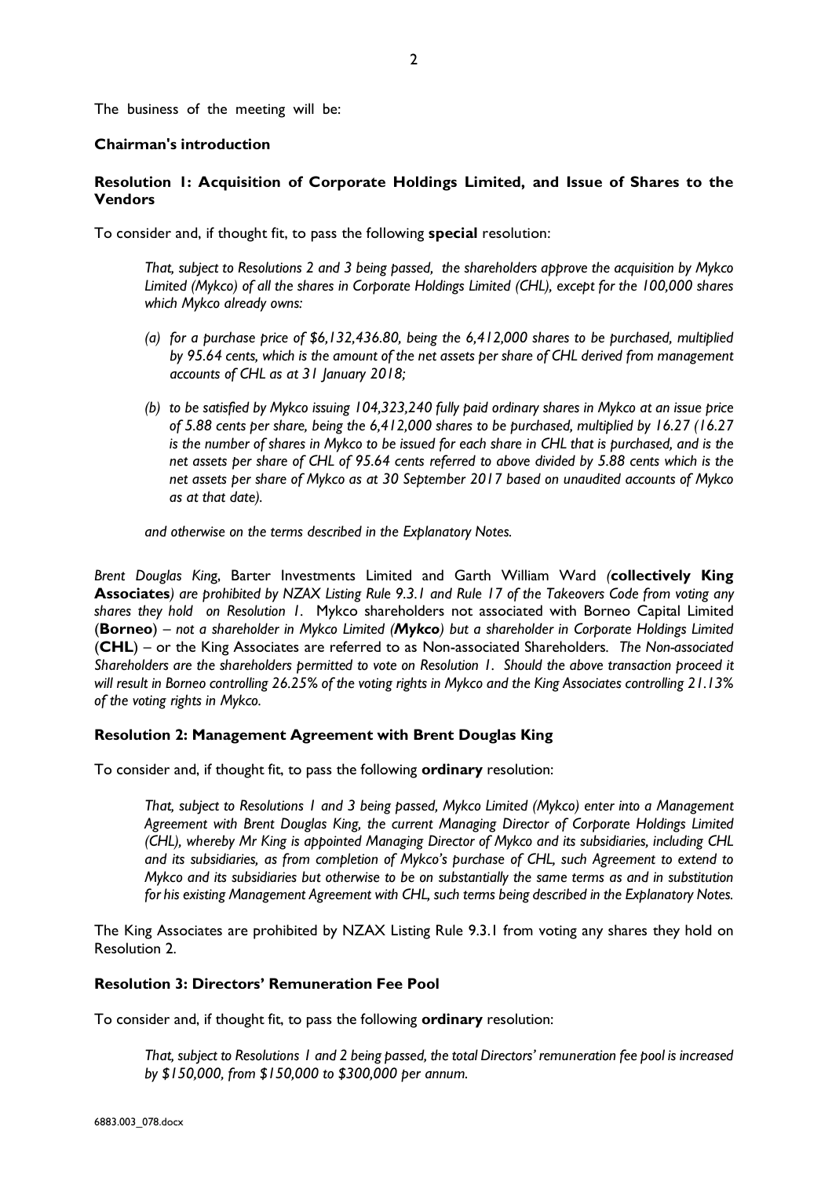The business of the meeting will be:

**Chairman's introduction**

**Resolution 1: Acquisition of Corporate Holdings Limited, and Issue of Shares to the Vendors**

To consider and, if thought fit, to pass the following **special** resolution:

> *That, subject to Resolutions 2 and 3 being passed, the shareholders approve the acquisition by Mykco Limited (Mykco) of all the shares in Corporate Holdings Limited (CHL), except for the 100,000 shares which Mykco already owns:*
>
> *(a) for a purchase price of $6,132,436.80, being the 6,412,000 shares to be purchased, multiplied by 95.64 cents, which is the amount of the net assets per share of CHL derived from management accounts of CHL as at 31 January 2018;*
>
> *(b) to be satisfied by Mykco issuing 104,323,240 fully paid ordinary shares in Mykco at an issue price of 5.88 cents per share, being the 6,412,000 shares to be purchased, multiplied by 16.27 (16.27 is the number of shares in Mykco to be issued for each share in CHL that is purchased, and is the net assets per share of CHL of 95.64 cents referred to above divided by 5.88 cents which is the net assets per share of Mykco as at 30 September 2017 based on unaudited accounts of Mykco as at that date).*
>
> *and otherwise on the terms described in the Explanatory Notes.*

*Brent Douglas King*, Barter Investments Limited and Garth William Ward *(***collectively King Associates***) are prohibited by NZAX Listing Rule 9.3.1 and Rule 17 of the Takeovers Code from voting any shares they hold on Resolution 1.* Mykco shareholders not associated with Borneo Capital Limited (**Borneo**) – *not a shareholder in Mykco Limited (***Mykco***) but a shareholder in Corporate Holdings Limited* (**CHL**) – or the King Associates are referred to as Non-associated Shareholders. *The Non-associated Shareholders are the shareholders permitted to vote on Resolution 1. Should the above transaction proceed it will result in Borneo controlling 26.25% of the voting rights in Mykco and the King Associates controlling 21.13% of the voting rights in Mykco.*

**Resolution 2: Management Agreement with Brent Douglas King**

To consider and, if thought fit, to pass the following **ordinary** resolution:

> *That, subject to Resolutions 1 and 3 being passed, Mykco Limited (Mykco) enter into a Management Agreement with Brent Douglas King, the current Managing Director of Corporate Holdings Limited (CHL), whereby Mr King is appointed Managing Director of Mykco and its subsidiaries, including CHL and its subsidiaries, as from completion of Mykco's purchase of CHL, such Agreement to extend to Mykco and its subsidiaries but otherwise to be on substantially the same terms as and in substitution for his existing Management Agreement with CHL, such terms being described in the Explanatory Notes.*

The King Associates are prohibited by NZAX Listing Rule 9.3.1 from voting any shares they hold on Resolution 2.

**Resolution 3: Directors' Remuneration Fee Pool**

To consider and, if thought fit, to pass the following **ordinary** resolution:

> *That, subject to Resolutions 1 and 2 being passed, the total Directors' remuneration fee pool is increased by $150,000, from $150,000 to $300,000 per annum.*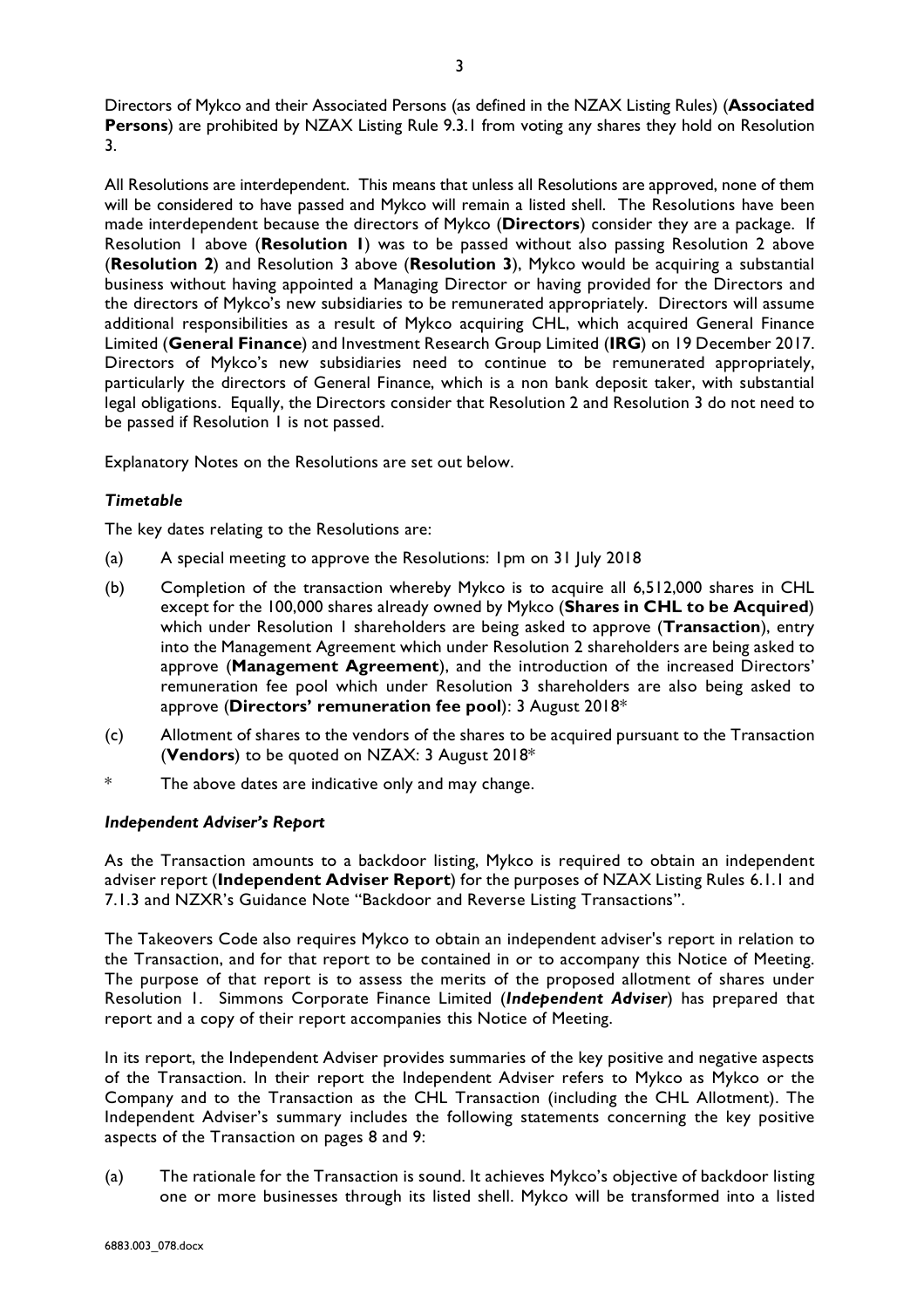Directors of Mykco and their Associated Persons (as defined in the NZAX Listing Rules) (**Associated Persons**) are prohibited by NZAX Listing Rule 9.3.1 from voting any shares they hold on Resolution 3.

All Resolutions are interdependent. This means that unless all Resolutions are approved, none of them will be considered to have passed and Mykco will remain a listed shell. The Resolutions have been made interdependent because the directors of Mykco (**Directors**) consider they are a package. If Resolution 1 above (**Resolution 1**) was to be passed without also passing Resolution 2 above (**Resolution 2**) and Resolution 3 above (**Resolution 3**), Mykco would be acquiring a substantial business without having appointed a Managing Director or having provided for the Directors and the directors of Mykco's new subsidiaries to be remunerated appropriately. Directors will assume additional responsibilities as a result of Mykco acquiring CHL, which acquired General Finance Limited (**General Finance**) and Investment Research Group Limited (**IRG**) on 19 December 2017. Directors of Mykco's new subsidiaries need to continue to be remunerated appropriately, particularly the directors of General Finance, which is a non bank deposit taker, with substantial legal obligations. Equally, the Directors consider that Resolution 2 and Resolution 3 do not need to be passed if Resolution 1 is not passed.

Explanatory Notes on the Resolutions are set out below.

### *Timetable*

The key dates relating to the Resolutions are:

(a) A special meeting to approve the Resolutions: 1pm on 31 July 2018

(b) Completion of the transaction whereby Mykco is to acquire all 6,512,000 shares in CHL except for the 100,000 shares already owned by Mykco (**Shares in CHL to be Acquired**) which under Resolution 1 shareholders are being asked to approve (**Transaction**), entry into the Management Agreement which under Resolution 2 shareholders are being asked to approve (**Management Agreement**), and the introduction of the increased Directors' remuneration fee pool which under Resolution 3 shareholders are also being asked to approve (**Directors' remuneration fee pool**): 3 August 2018*

(c) Allotment of shares to the vendors of the shares to be acquired pursuant to the Transaction (**Vendors**) to be quoted on NZAX: 3 August 2018*

\* The above dates are indicative only and may change.

### *Independent Adviser's Report*

As the Transaction amounts to a backdoor listing, Mykco is required to obtain an independent adviser report (**Independent Adviser Report**) for the purposes of NZAX Listing Rules 6.1.1 and 7.1.3 and NZXR's Guidance Note "Backdoor and Reverse Listing Transactions".

The Takeovers Code also requires Mykco to obtain an independent adviser's report in relation to the Transaction, and for that report to be contained in or to accompany this Notice of Meeting. The purpose of that report is to assess the merits of the proposed allotment of shares under Resolution 1. Simmons Corporate Finance Limited (***Independent Adviser***) has prepared that report and a copy of their report accompanies this Notice of Meeting.

In its report, the Independent Adviser provides summaries of the key positive and negative aspects of the Transaction. In their report the Independent Adviser refers to Mykco as Mykco or the Company and to the Transaction as the CHL Transaction (including the CHL Allotment). The Independent Adviser's summary includes the following statements concerning the key positive aspects of the Transaction on pages 8 and 9:

(a) The rationale for the Transaction is sound. It achieves Mykco's objective of backdoor listing one or more businesses through its listed shell. Mykco will be transformed into a listed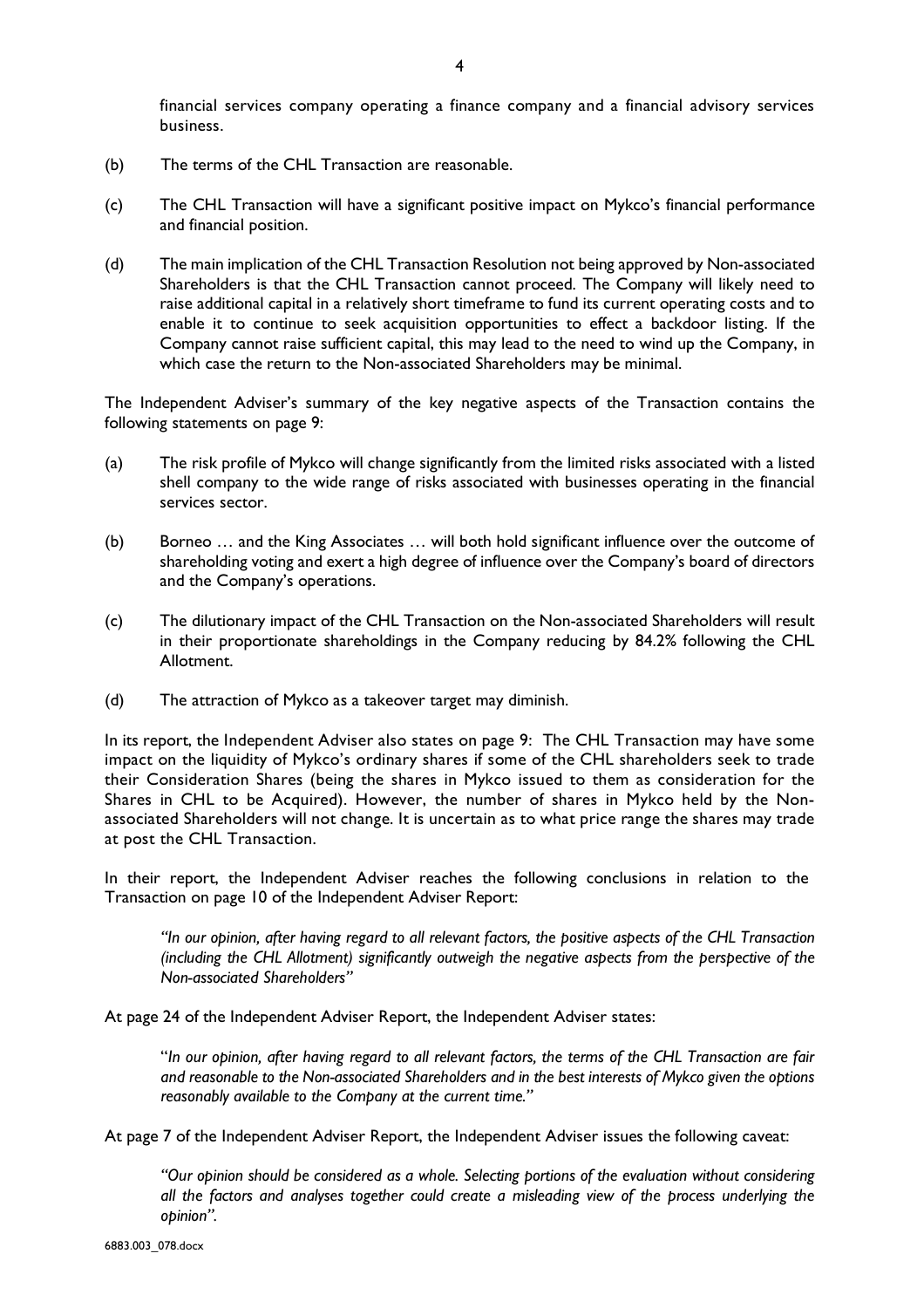financial services company operating a finance company and a financial advisory services business.

(b) The terms of the CHL Transaction are reasonable.

(c) The CHL Transaction will have a significant positive impact on Mykco's financial performance and financial position.

(d) The main implication of the CHL Transaction Resolution not being approved by Non-associated Shareholders is that the CHL Transaction cannot proceed. The Company will likely need to raise additional capital in a relatively short timeframe to fund its current operating costs and to enable it to continue to seek acquisition opportunities to effect a backdoor listing. If the Company cannot raise sufficient capital, this may lead to the need to wind up the Company, in which case the return to the Non-associated Shareholders may be minimal.

The Independent Adviser's summary of the key negative aspects of the Transaction contains the following statements on page 9:

(a) The risk profile of Mykco will change significantly from the limited risks associated with a listed shell company to the wide range of risks associated with businesses operating in the financial services sector.

(b) Borneo … and the King Associates … will both hold significant influence over the outcome of shareholding voting and exert a high degree of influence over the Company's board of directors and the Company's operations.

(c) The dilutionary impact of the CHL Transaction on the Non-associated Shareholders will result in their proportionate shareholdings in the Company reducing by 84.2% following the CHL Allotment.

(d) The attraction of Mykco as a takeover target may diminish.

In its report, the Independent Adviser also states on page 9: The CHL Transaction may have some impact on the liquidity of Mykco's ordinary shares if some of the CHL shareholders seek to trade their Consideration Shares (being the shares in Mykco issued to them as consideration for the Shares in CHL to be Acquired). However, the number of shares in Mykco held by the Non-associated Shareholders will not change. It is uncertain as to what price range the shares may trade at post the CHL Transaction.

In their report, the Independent Adviser reaches the following conclusions in relation to the Transaction on page 10 of the Independent Adviser Report:

> *"In our opinion, after having regard to all relevant factors, the positive aspects of the CHL Transaction (including the CHL Allotment) significantly outweigh the negative aspects from the perspective of the Non-associated Shareholders"*

At page 24 of the Independent Adviser Report, the Independent Adviser states:

> "*In our opinion, after having regard to all relevant factors, the terms of the CHL Transaction are fair and reasonable to the Non-associated Shareholders and in the best interests of Mykco given the options reasonably available to the Company at the current time."*

At page 7 of the Independent Adviser Report, the Independent Adviser issues the following caveat:

> *"Our opinion should be considered as a whole. Selecting portions of the evaluation without considering all the factors and analyses together could create a misleading view of the process underlying the opinion".*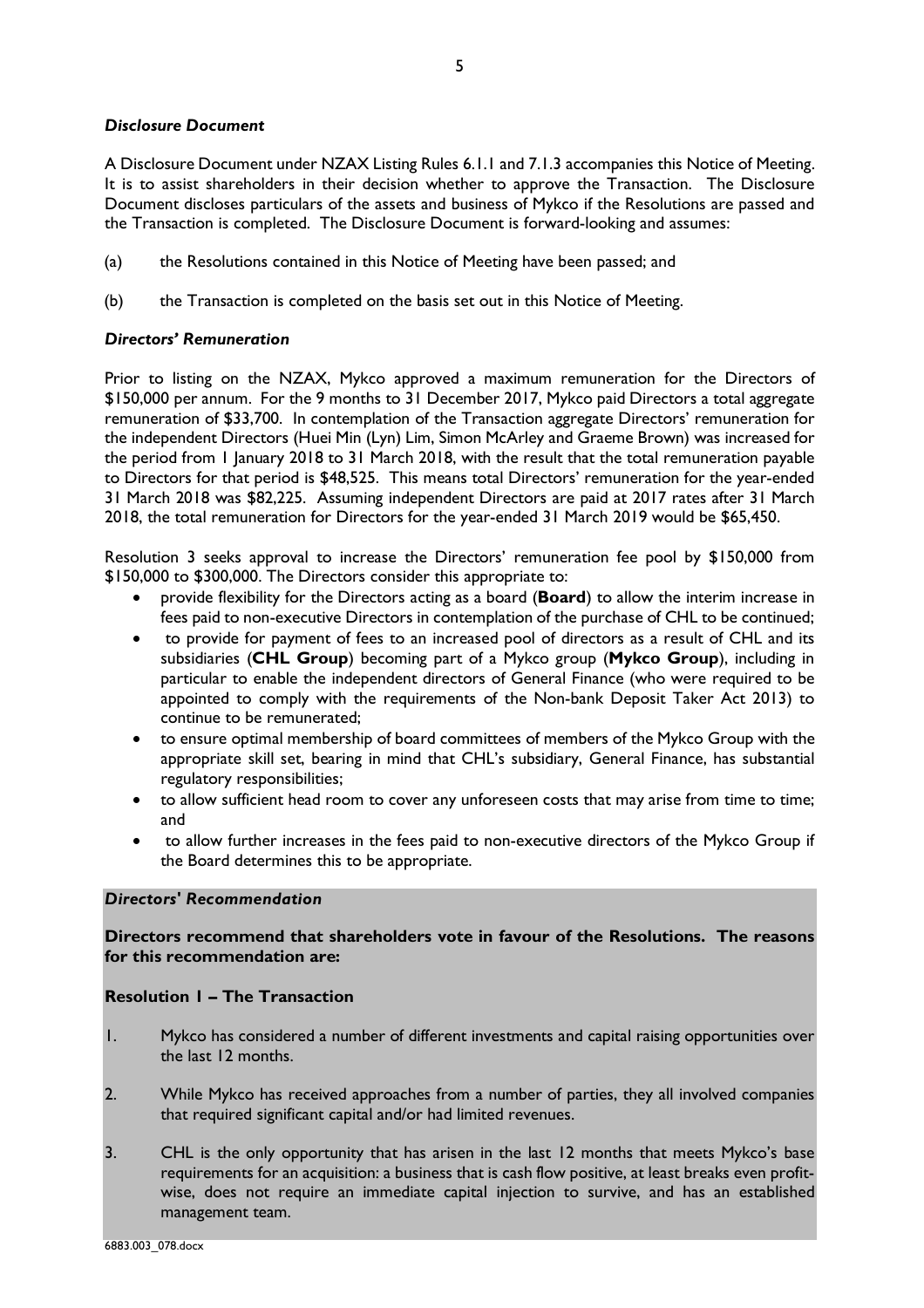### *Disclosure Document*

A Disclosure Document under NZAX Listing Rules 6.1.1 and 7.1.3 accompanies this Notice of Meeting. It is to assist shareholders in their decision whether to approve the Transaction. The Disclosure Document discloses particulars of the assets and business of Mykco if the Resolutions are passed and the Transaction is completed. The Disclosure Document is forward-looking and assumes:

(a) the Resolutions contained in this Notice of Meeting have been passed; and

(b) the Transaction is completed on the basis set out in this Notice of Meeting.

### *Directors' Remuneration*

Prior to listing on the NZAX, Mykco approved a maximum remuneration for the Directors of $150,000 per annum. For the 9 months to 31 December 2017, Mykco paid Directors a total aggregate remuneration of $33,700. In contemplation of the Transaction aggregate Directors' remuneration for the independent Directors (Huei Min (Lyn) Lim, Simon McArley and Graeme Brown) was increased for the period from 1 January 2018 to 31 March 2018, with the result that the total remuneration payable to Directors for that period is $48,525. This means total Directors' remuneration for the year-ended 31 March 2018 was $82,225. Assuming independent Directors are paid at 2017 rates after 31 March 2018, the total remuneration for Directors for the year-ended 31 March 2019 would be $65,450.

Resolution 3 seeks approval to increase the Directors' remuneration fee pool by $150,000 from $150,000 to $300,000. The Directors consider this appropriate to:

- provide flexibility for the Directors acting as a board (**Board**) to allow the interim increase in fees paid to non-executive Directors in contemplation of the purchase of CHL to be continued;
- to provide for payment of fees to an increased pool of directors as a result of CHL and its subsidiaries (**CHL Group**) becoming part of a Mykco group (**Mykco Group**), including in particular to enable the independent directors of General Finance (who were required to be appointed to comply with the requirements of the Non-bank Deposit Taker Act 2013) to continue to be remunerated;
- to ensure optimal membership of board committees of members of the Mykco Group with the appropriate skill set, bearing in mind that CHL's subsidiary, General Finance, has substantial regulatory responsibilities;
- to allow sufficient head room to cover any unforeseen costs that may arise from time to time; and
- to allow further increases in the fees paid to non-executive directors of the Mykco Group if the Board determines this to be appropriate.

### *Directors' Recommendation*

**Directors recommend that shareholders vote in favour of the Resolutions. The reasons for this recommendation are:**

**Resolution 1 – The Transaction**

1. Mykco has considered a number of different investments and capital raising opportunities over the last 12 months.

2. While Mykco has received approaches from a number of parties, they all involved companies that required significant capital and/or had limited revenues.

3. CHL is the only opportunity that has arisen in the last 12 months that meets Mykco's base requirements for an acquisition: a business that is cash flow positive, at least breaks even profit-wise, does not require an immediate capital injection to survive, and has an established management team.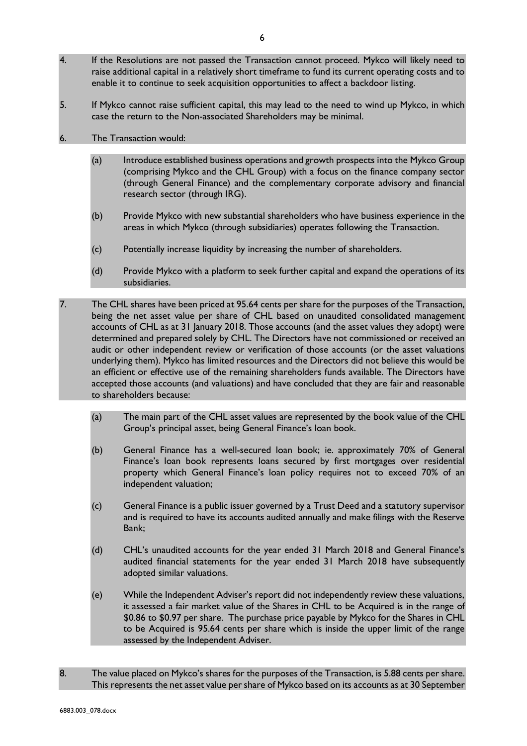4. If the Resolutions are not passed the Transaction cannot proceed. Mykco will likely need to raise additional capital in a relatively short timeframe to fund its current operating costs and to enable it to continue to seek acquisition opportunities to affect a backdoor listing.

5. If Mykco cannot raise sufficient capital, this may lead to the need to wind up Mykco, in which case the return to the Non-associated Shareholders may be minimal.

6. The Transaction would:

   (a) Introduce established business operations and growth prospects into the Mykco Group (comprising Mykco and the CHL Group) with a focus on the finance company sector (through General Finance) and the complementary corporate advisory and financial research sector (through IRG).

   (b) Provide Mykco with new substantial shareholders who have business experience in the areas in which Mykco (through subsidiaries) operates following the Transaction.

   (c) Potentially increase liquidity by increasing the number of shareholders.

   (d) Provide Mykco with a platform to seek further capital and expand the operations of its subsidiaries.

7. The CHL shares have been priced at 95.64 cents per share for the purposes of the Transaction, being the net asset value per share of CHL based on unaudited consolidated management accounts of CHL as at 31 January 2018. Those accounts (and the asset values they adopt) were determined and prepared solely by CHL. The Directors have not commissioned or received an audit or other independent review or verification of those accounts (or the asset valuations underlying them). Mykco has limited resources and the Directors did not believe this would be an efficient or effective use of the remaining shareholders funds available. The Directors have accepted those accounts (and valuations) and have concluded that they are fair and reasonable to shareholders because:

   (a) The main part of the CHL asset values are represented by the book value of the CHL Group's principal asset, being General Finance's loan book.

   (b) General Finance has a well-secured loan book; ie. approximately 70% of General Finance's loan book represents loans secured by first mortgages over residential property which General Finance's loan policy requires not to exceed 70% of an independent valuation;

   (c) General Finance is a public issuer governed by a Trust Deed and a statutory supervisor and is required to have its accounts audited annually and make filings with the Reserve Bank;

   (d) CHL's unaudited accounts for the year ended 31 March 2018 and General Finance's audited financial statements for the year ended 31 March 2018 have subsequently adopted similar valuations.

   (e) While the Independent Adviser's report did not independently review these valuations, it assessed a fair market value of the Shares in CHL to be Acquired is in the range of $0.86 to $0.97 per share. The purchase price payable by Mykco for the Shares in CHL to be Acquired is 95.64 cents per share which is inside the upper limit of the range assessed by the Independent Adviser.

8. The value placed on Mykco's shares for the purposes of the Transaction, is 5.88 cents per share. This represents the net asset value per share of Mykco based on its accounts as at 30 September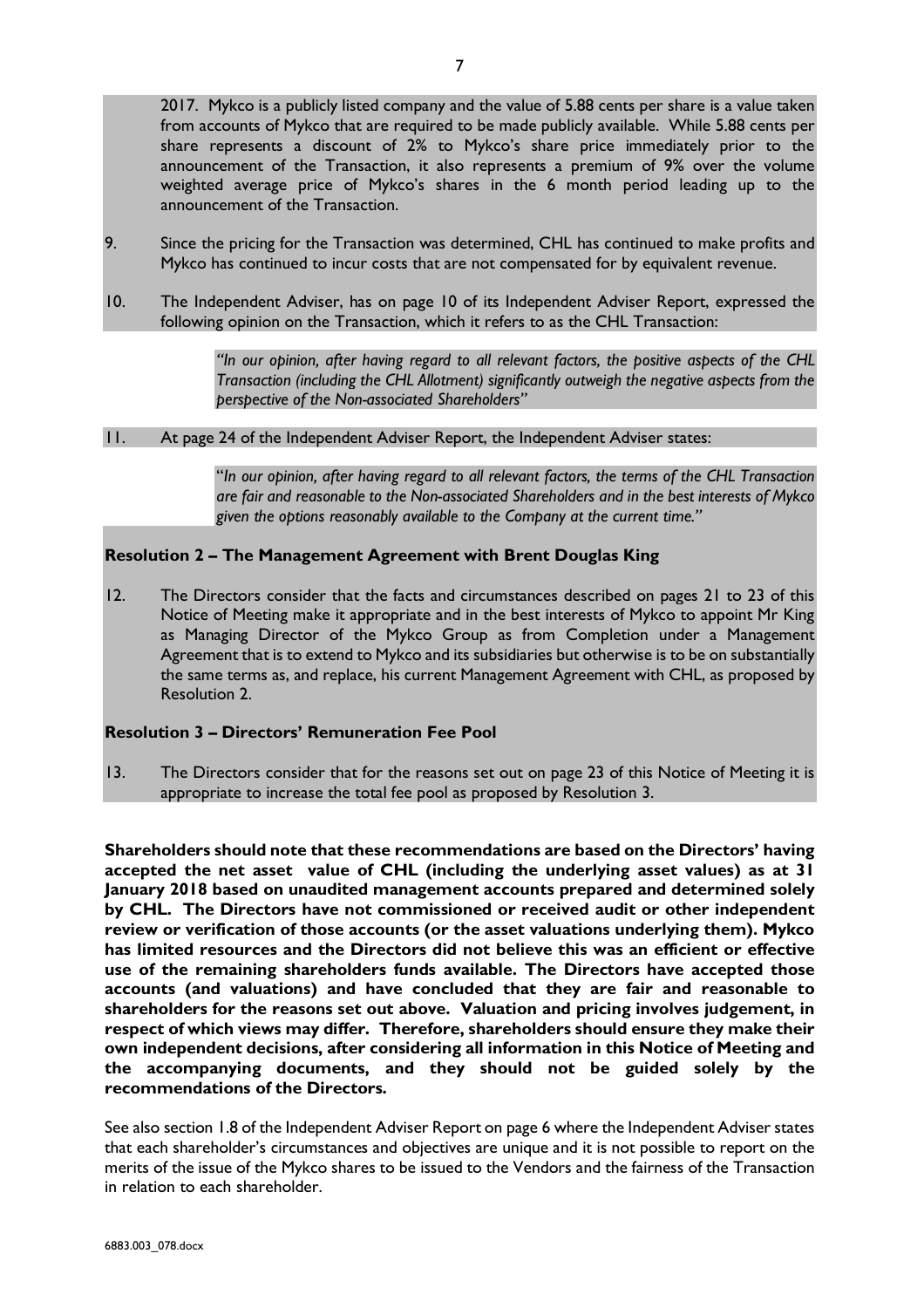2017. Mykco is a publicly listed company and the value of 5.88 cents per share is a value taken from accounts of Mykco that are required to be made publicly available. While 5.88 cents per share represents a discount of 2% to Mykco's share price immediately prior to the announcement of the Transaction, it also represents a premium of 9% over the volume weighted average price of Mykco's shares in the 6 month period leading up to the announcement of the Transaction.

9. Since the pricing for the Transaction was determined, CHL has continued to make profits and Mykco has continued to incur costs that are not compensated for by equivalent revenue.

10. The Independent Adviser, has on page 10 of its Independent Adviser Report, expressed the following opinion on the Transaction, which it refers to as the CHL Transaction:

    *"In our opinion, after having regard to all relevant factors, the positive aspects of the CHL Transaction (including the CHL Allotment) significantly outweigh the negative aspects from the perspective of the Non-associated Shareholders"*

11. At page 24 of the Independent Adviser Report, the Independent Adviser states:

    "*In our opinion, after having regard to all relevant factors, the terms of the CHL Transaction are fair and reasonable to the Non-associated Shareholders and in the best interests of Mykco given the options reasonably available to the Company at the current time.*"

**Resolution 2 – The Management Agreement with Brent Douglas King**

12. The Directors consider that the facts and circumstances described on pages 21 to 23 of this Notice of Meeting make it appropriate and in the best interests of Mykco to appoint Mr King as Managing Director of the Mykco Group as from Completion under a Management Agreement that is to extend to Mykco and its subsidiaries but otherwise is to be on substantially the same terms as, and replace, his current Management Agreement with CHL, as proposed by Resolution 2.

**Resolution 3 – Directors' Remuneration Fee Pool**

13. The Directors consider that for the reasons set out on page 23 of this Notice of Meeting it is appropriate to increase the total fee pool as proposed by Resolution 3.

**Shareholders should note that these recommendations are based on the Directors' having accepted the net asset value of CHL (including the underlying asset values) as at 31 January 2018 based on unaudited management accounts prepared and determined solely by CHL. The Directors have not commissioned or received audit or other independent review or verification of those accounts (or the asset valuations underlying them). Mykco has limited resources and the Directors did not believe this was an efficient or effective use of the remaining shareholders funds available. The Directors have accepted those accounts (and valuations) and have concluded that they are fair and reasonable to shareholders for the reasons set out above. Valuation and pricing involves judgement, in respect of which views may differ. Therefore, shareholders should ensure they make their own independent decisions, after considering all information in this Notice of Meeting and the accompanying documents, and they should not be guided solely by the recommendations of the Directors.**

See also section 1.8 of the Independent Adviser Report on page 6 where the Independent Adviser states that each shareholder's circumstances and objectives are unique and it is not possible to report on the merits of the issue of the Mykco shares to be issued to the Vendors and the fairness of the Transaction in relation to each shareholder.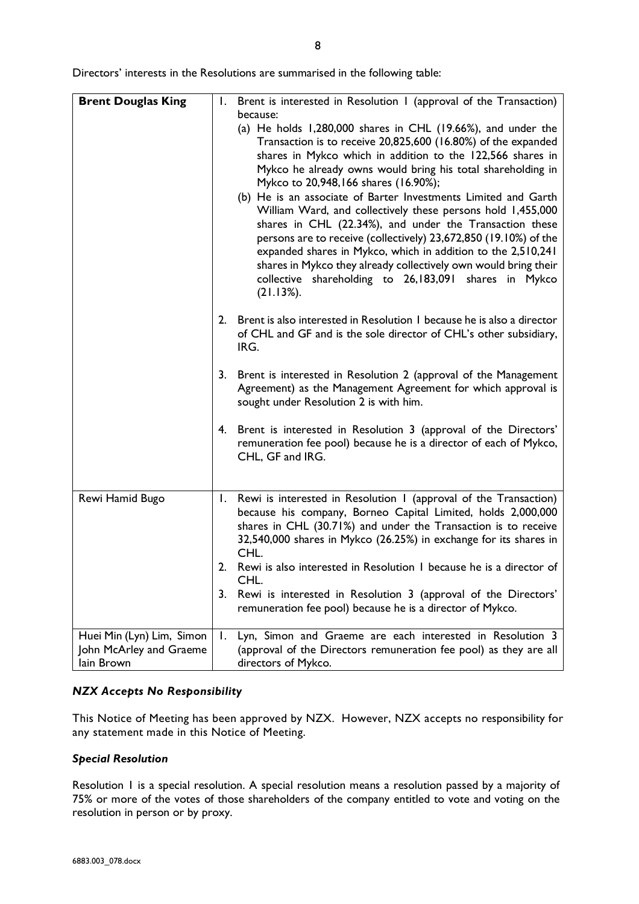Directors' interests in the Resolutions are summarised in the following table:

| **Brent Douglas King** | 1. Brent is interested in Resolution 1 (approval of the Transaction) because:<br>(a) He holds 1,280,000 shares in CHL (19.66%), and under the Transaction is to receive 20,825,600 (16.80%) of the expanded shares in Mykco which in addition to the 122,566 shares in Mykco he already owns would bring his total shareholding in Mykco to 20,948,166 shares (16.90%);<br>(b) He is an associate of Barter Investments Limited and Garth William Ward, and collectively these persons hold 1,455,000 shares in CHL (22.34%), and under the Transaction these persons are to receive (collectively) 23,672,850 (19.10%) of the expanded shares in Mykco, which in addition to the 2,510,241 shares in Mykco they already collectively own would bring their collective shareholding to 26,183,091 shares in Mykco (21.13%).<br><br>2. Brent is also interested in Resolution 1 because he is also a director of CHL and GF and is the sole director of CHL's other subsidiary, IRG.<br><br>3. Brent is interested in Resolution 2 (approval of the Management Agreement) as the Management Agreement for which approval is sought under Resolution 2 is with him.<br><br>4. Brent is interested in Resolution 3 (approval of the Directors' remuneration fee pool) because he is a director of each of Mykco, CHL, GF and IRG. |
|---|---|
| Rewi Hamid Bugo | 1. Rewi is interested in Resolution 1 (approval of the Transaction) because his company, Borneo Capital Limited, holds 2,000,000 shares in CHL (30.71%) and under the Transaction is to receive 32,540,000 shares in Mykco (26.25%) in exchange for its shares in CHL.<br>2. Rewi is also interested in Resolution 1 because he is a director of CHL.<br>3. Rewi is interested in Resolution 3 (approval of the Directors' remuneration fee pool) because he is a director of Mykco. |
| Huei Min (Lyn) Lim, Simon John McArley and Graeme Iain Brown | 1. Lyn, Simon and Graeme are each interested in Resolution 3 (approval of the Directors remuneration fee pool) as they are all directors of Mykco. |

### *NZX Accepts No Responsibility*

This Notice of Meeting has been approved by NZX. However, NZX accepts no responsibility for any statement made in this Notice of Meeting.

### *Special Resolution*

Resolution 1 is a special resolution. A special resolution means a resolution passed by a majority of 75% or more of the votes of those shareholders of the company entitled to vote and voting on the resolution in person or by proxy.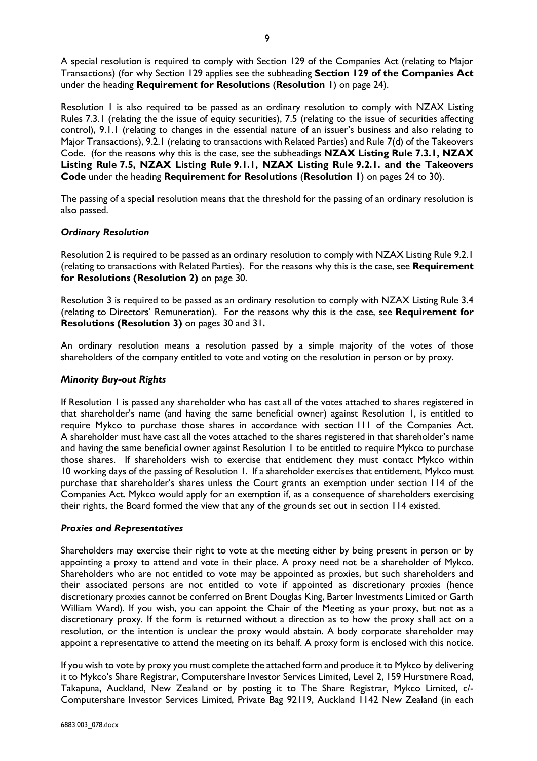A special resolution is required to comply with Section 129 of the Companies Act (relating to Major Transactions) (for why Section 129 applies see the subheading **Section 129 of the Companies Act** under the heading **Requirement for Resolutions** (**Resolution 1**) on page 24).

Resolution 1 is also required to be passed as an ordinary resolution to comply with NZAX Listing Rules 7.3.1 (relating the the issue of equity securities), 7.5 (relating to the issue of securities affecting control), 9.1.1 (relating to changes in the essential nature of an issuer's business and also relating to Major Transactions), 9.2.1 (relating to transactions with Related Parties) and Rule 7(d) of the Takeovers Code. (for the reasons why this is the case, see the subheadings **NZAX Listing Rule 7.3.1, NZAX Listing Rule 7.5, NZAX Listing Rule 9.1.1, NZAX Listing Rule 9.2.1. and the Takeovers Code** under the heading **Requirement for Resolutions** (**Resolution 1**) on pages 24 to 30).

The passing of a special resolution means that the threshold for the passing of an ordinary resolution is also passed.

### *Ordinary Resolution*

Resolution 2 is required to be passed as an ordinary resolution to comply with NZAX Listing Rule 9.2.1 (relating to transactions with Related Parties). For the reasons why this is the case, see **Requirement for Resolutions (Resolution 2)** on page 30.

Resolution 3 is required to be passed as an ordinary resolution to comply with NZAX Listing Rule 3.4 (relating to Directors' Remuneration). For the reasons why this is the case, see **Requirement for Resolutions (Resolution 3)** on pages 30 and 31**.**

An ordinary resolution means a resolution passed by a simple majority of the votes of those shareholders of the company entitled to vote and voting on the resolution in person or by proxy.

### *Minority Buy-out Rights*

If Resolution 1 is passed any shareholder who has cast all of the votes attached to shares registered in that shareholder's name (and having the same beneficial owner) against Resolution 1, is entitled to require Mykco to purchase those shares in accordance with section 111 of the Companies Act. A shareholder must have cast all the votes attached to the shares registered in that shareholder's name and having the same beneficial owner against Resolution 1 to be entitled to require Mykco to purchase those shares. If shareholders wish to exercise that entitlement they must contact Mykco within 10 working days of the passing of Resolution 1. If a shareholder exercises that entitlement, Mykco must purchase that shareholder's shares unless the Court grants an exemption under section 114 of the Companies Act. Mykco would apply for an exemption if, as a consequence of shareholders exercising their rights, the Board formed the view that any of the grounds set out in section 114 existed.

### *Proxies and Representatives*

Shareholders may exercise their right to vote at the meeting either by being present in person or by appointing a proxy to attend and vote in their place. A proxy need not be a shareholder of Mykco. Shareholders who are not entitled to vote may be appointed as proxies, but such shareholders and their associated persons are not entitled to vote if appointed as discretionary proxies (hence discretionary proxies cannot be conferred on Brent Douglas King, Barter Investments Limited or Garth William Ward). If you wish, you can appoint the Chair of the Meeting as your proxy, but not as a discretionary proxy. If the form is returned without a direction as to how the proxy shall act on a resolution, or the intention is unclear the proxy would abstain. A body corporate shareholder may appoint a representative to attend the meeting on its behalf. A proxy form is enclosed with this notice.

If you wish to vote by proxy you must complete the attached form and produce it to Mykco by delivering it to Mykco's Share Registrar, Computershare Investor Services Limited, Level 2, 159 Hurstmere Road, Takapuna, Auckland, New Zealand or by posting it to The Share Registrar, Mykco Limited, c/- Computershare Investor Services Limited, Private Bag 92119, Auckland 1142 New Zealand (in each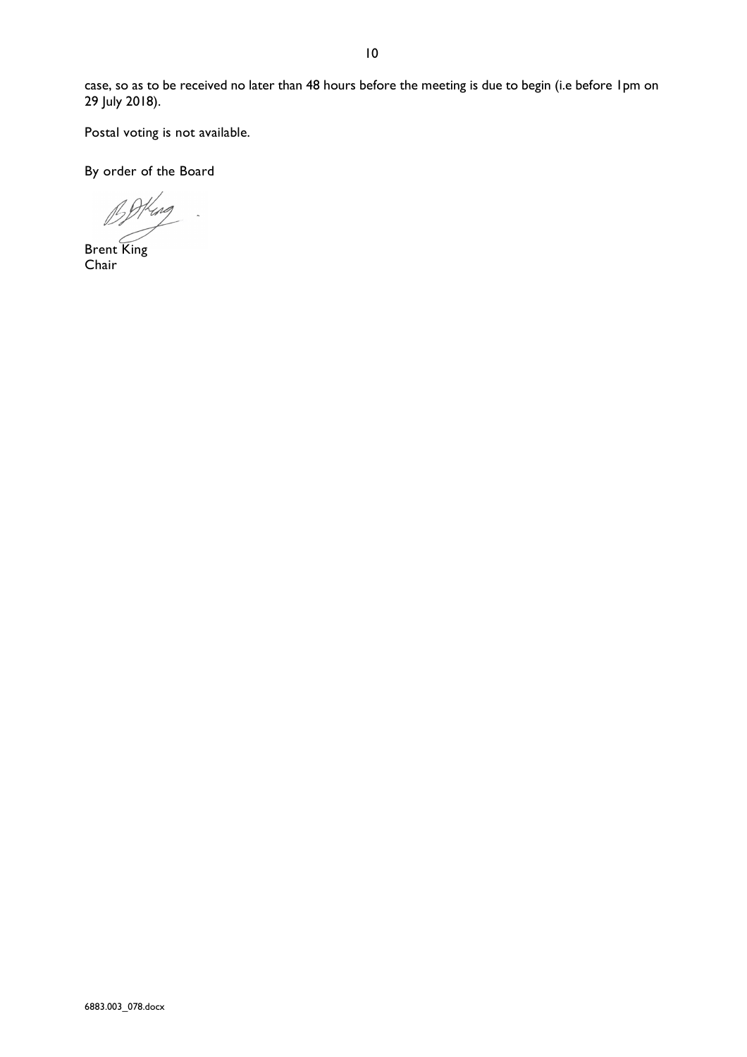case, so as to be received no later than 48 hours before the meeting is due to begin (i.e before 1pm on 29 July 2018).

Postal voting is not available.

By order of the Board

Brent King
Chair

6883.003_078.docx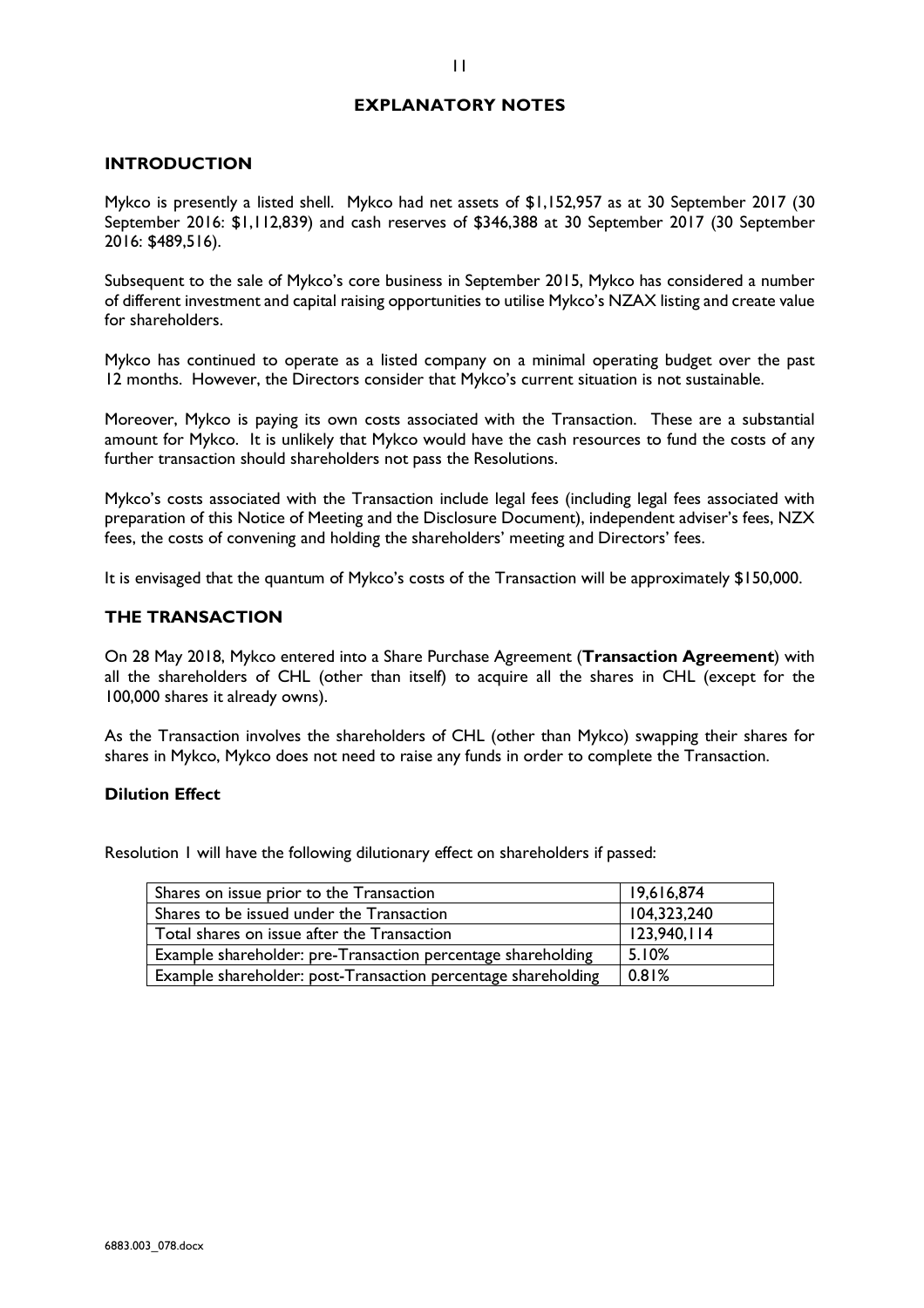# EXPLANATORY NOTES

## INTRODUCTION

Mykco is presently a listed shell. Mykco had net assets of $1,152,957 as at 30 September 2017 (30 September 2016: $1,112,839) and cash reserves of $346,388 at 30 September 2017 (30 September 2016: $489,516).

Subsequent to the sale of Mykco's core business in September 2015, Mykco has considered a number of different investment and capital raising opportunities to utilise Mykco's NZAX listing and create value for shareholders.

Mykco has continued to operate as a listed company on a minimal operating budget over the past 12 months. However, the Directors consider that Mykco's current situation is not sustainable.

Moreover, Mykco is paying its own costs associated with the Transaction. These are a substantial amount for Mykco. It is unlikely that Mykco would have the cash resources to fund the costs of any further transaction should shareholders not pass the Resolutions.

Mykco's costs associated with the Transaction include legal fees (including legal fees associated with preparation of this Notice of Meeting and the Disclosure Document), independent adviser's fees, NZX fees, the costs of convening and holding the shareholders' meeting and Directors' fees.

It is envisaged that the quantum of Mykco's costs of the Transaction will be approximately $150,000.

## THE TRANSACTION

On 28 May 2018, Mykco entered into a Share Purchase Agreement (**Transaction Agreement**) with all the shareholders of CHL (other than itself) to acquire all the shares in CHL (except for the 100,000 shares it already owns).

As the Transaction involves the shareholders of CHL (other than Mykco) swapping their shares for shares in Mykco, Mykco does not need to raise any funds in order to complete the Transaction.

### Dilution Effect

Resolution 1 will have the following dilutionary effect on shareholders if passed:

| | |
|---|---|
| Shares on issue prior to the Transaction | 19,616,874 |
| Shares to be issued under the Transaction | 104,323,240 |
| Total shares on issue after the Transaction | 123,940,114 |
| Example shareholder: pre-Transaction percentage shareholding | 5.10% |
| Example shareholder: post-Transaction percentage shareholding | 0.81% |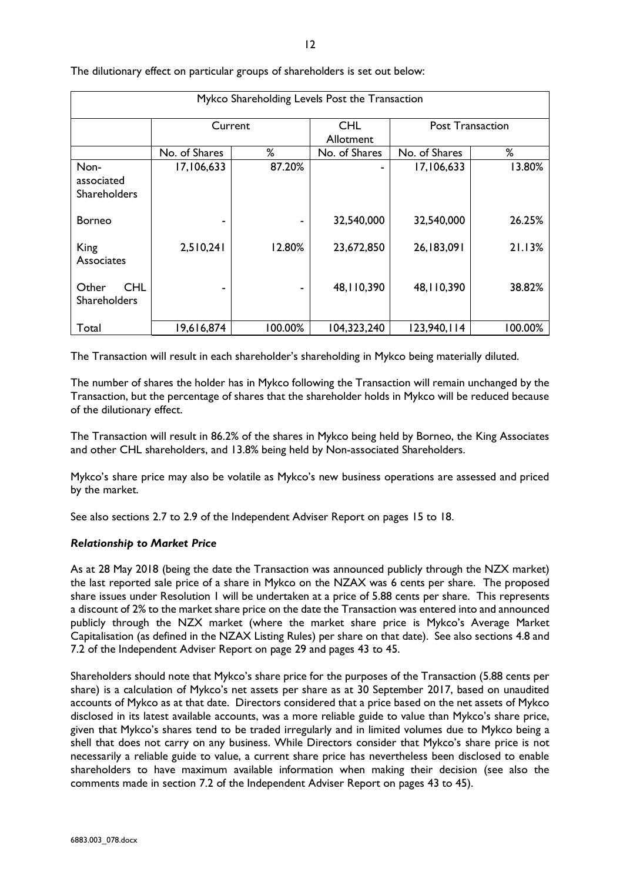The dilutionary effect on particular groups of shareholders is set out below:

| Mykco Shareholding Levels Post the Transaction | | | | | |
|---|---|---|---|---|---|
| | Current | | CHL Allotment | Post Transaction | |
| | No. of Shares | % | No. of Shares | No. of Shares | % |
| Non-associated Shareholders | 17,106,633 | 87.20% | - | 17,106,633 | 13.80% |
| Borneo | - | - | 32,540,000 | 32,540,000 | 26.25% |
| King Associates | 2,510,241 | 12.80% | 23,672,850 | 26,183,091 | 21.13% |
| Other CHL Shareholders | - | - | 48,110,390 | 48,110,390 | 38.82% |
| Total | 19,616,874 | 100.00% | 104,323,240 | 123,940,114 | 100.00% |

The Transaction will result in each shareholder's shareholding in Mykco being materially diluted.

The number of shares the holder has in Mykco following the Transaction will remain unchanged by the Transaction, but the percentage of shares that the shareholder holds in Mykco will be reduced because of the dilutionary effect.

The Transaction will result in 86.2% of the shares in Mykco being held by Borneo, the King Associates and other CHL shareholders, and 13.8% being held by Non-associated Shareholders.

Mykco's share price may also be volatile as Mykco's new business operations are assessed and priced by the market.

See also sections 2.7 to 2.9 of the Independent Adviser Report on pages 15 to 18.

***Relationship to Market Price***

As at 28 May 2018 (being the date the Transaction was announced publicly through the NZX market) the last reported sale price of a share in Mykco on the NZAX was 6 cents per share. The proposed share issues under Resolution 1 will be undertaken at a price of 5.88 cents per share. This represents a discount of 2% to the market share price on the date the Transaction was entered into and announced publicly through the NZX market (where the market share price is Mykco's Average Market Capitalisation (as defined in the NZAX Listing Rules) per share on that date). See also sections 4.8 and 7.2 of the Independent Adviser Report on page 29 and pages 43 to 45.

Shareholders should note that Mykco's share price for the purposes of the Transaction (5.88 cents per share) is a calculation of Mykco's net assets per share as at 30 September 2017, based on unaudited accounts of Mykco as at that date. Directors considered that a price based on the net assets of Mykco disclosed in its latest available accounts, was a more reliable guide to value than Mykco's share price, given that Mykco's shares tend to be traded irregularly and in limited volumes due to Mykco being a shell that does not carry on any business. While Directors consider that Mykco's share price is not necessarily a reliable guide to value, a current share price has nevertheless been disclosed to enable shareholders to have maximum available information when making their decision (see also the comments made in section 7.2 of the Independent Adviser Report on pages 43 to 45).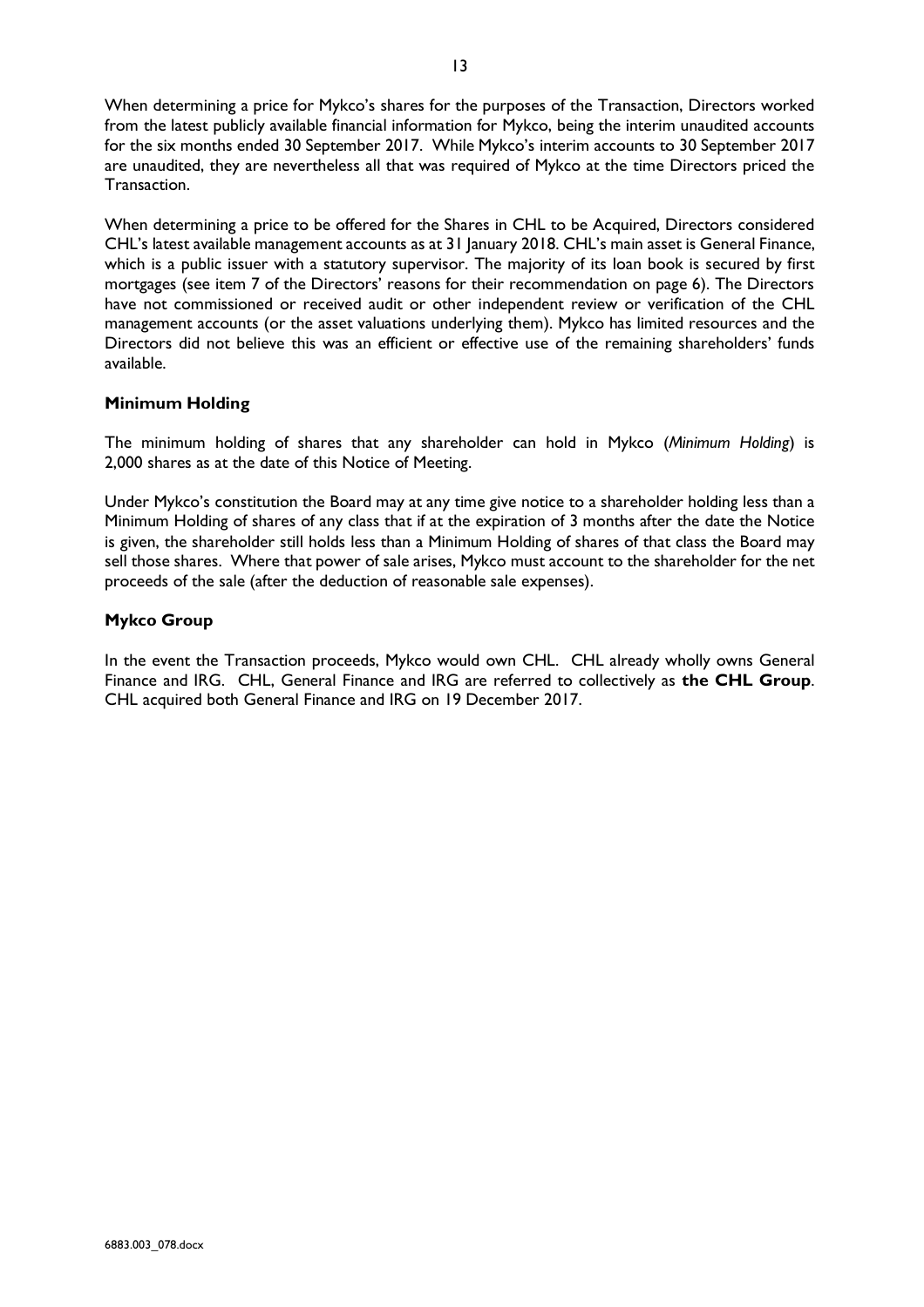When determining a price for Mykco's shares for the purposes of the Transaction, Directors worked from the latest publicly available financial information for Mykco, being the interim unaudited accounts for the six months ended 30 September 2017. While Mykco's interim accounts to 30 September 2017 are unaudited, they are nevertheless all that was required of Mykco at the time Directors priced the Transaction.

When determining a price to be offered for the Shares in CHL to be Acquired, Directors considered CHL's latest available management accounts as at 31 January 2018. CHL's main asset is General Finance, which is a public issuer with a statutory supervisor. The majority of its loan book is secured by first mortgages (see item 7 of the Directors' reasons for their recommendation on page 6). The Directors have not commissioned or received audit or other independent review or verification of the CHL management accounts (or the asset valuations underlying them). Mykco has limited resources and the Directors did not believe this was an efficient or effective use of the remaining shareholders' funds available.

### Minimum Holding

The minimum holding of shares that any shareholder can hold in Mykco (*Minimum Holding*) is 2,000 shares as at the date of this Notice of Meeting.

Under Mykco's constitution the Board may at any time give notice to a shareholder holding less than a Minimum Holding of shares of any class that if at the expiration of 3 months after the date the Notice is given, the shareholder still holds less than a Minimum Holding of shares of that class the Board may sell those shares. Where that power of sale arises, Mykco must account to the shareholder for the net proceeds of the sale (after the deduction of reasonable sale expenses).

### Mykco Group

In the event the Transaction proceeds, Mykco would own CHL. CHL already wholly owns General Finance and IRG. CHL, General Finance and IRG are referred to collectively as **the CHL Group**. CHL acquired both General Finance and IRG on 19 December 2017.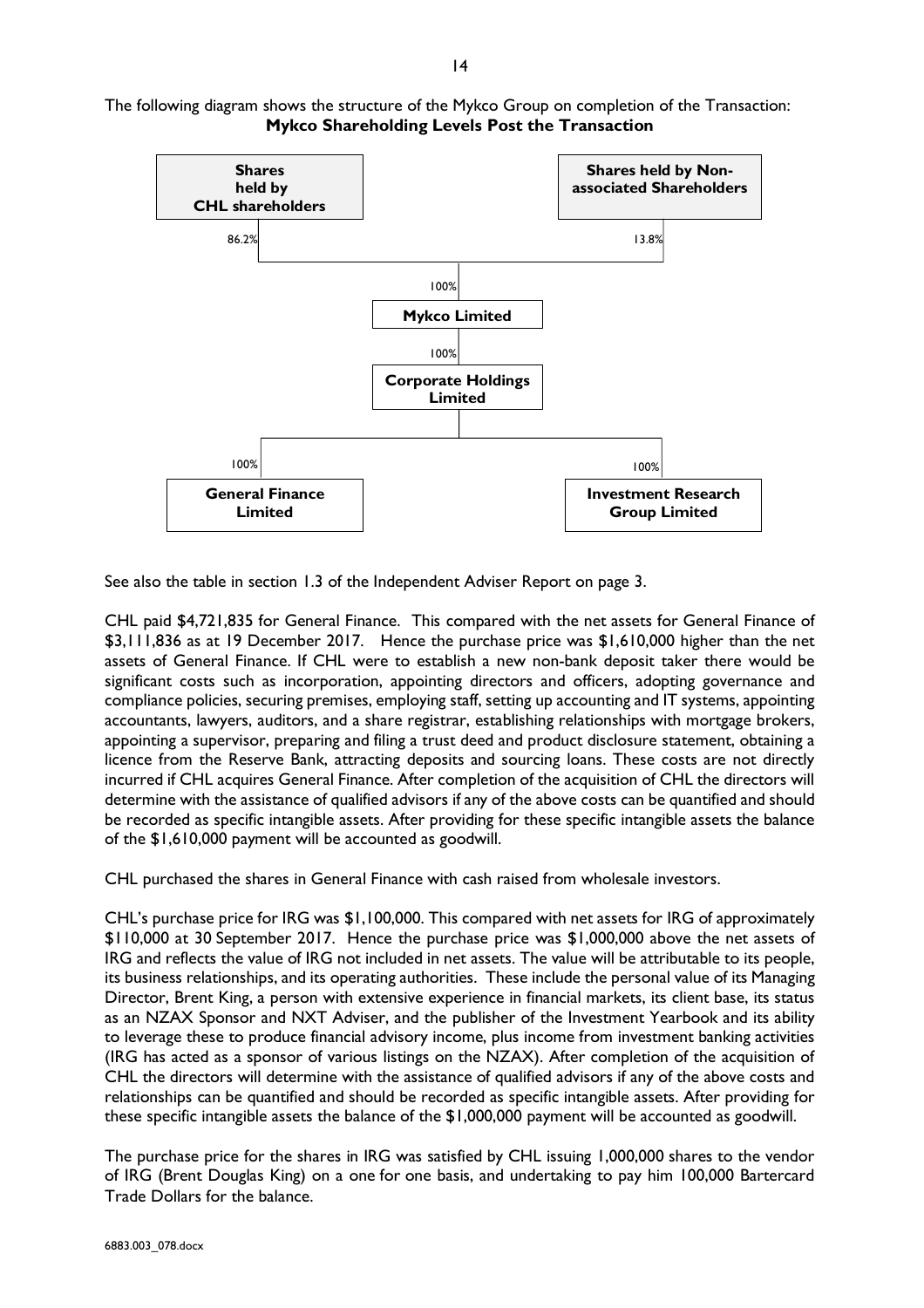The following diagram shows the structure of the Mykco Group on completion of the Transaction:

**Mykco Shareholding Levels Post the Transaction**

| Entity | Held by | Percentage |
| --- | --- | --- |
| Shares held by CHL shareholders | Mykco Limited shareholders | 86.2% |
| Shares held by Non-associated Shareholders | Mykco Limited shareholders | 13.8% |
| Mykco Limited | Shareholders (combined) | 100% |
| Corporate Holdings Limited | Mykco Limited | 100% |
| General Finance Limited | Corporate Holdings Limited | 100% |
| Investment Research Group Limited | Corporate Holdings Limited | 100% |

See also the table in section 1.3 of the Independent Adviser Report on page 3.

CHL paid $4,721,835 for General Finance. This compared with the net assets for General Finance of $3,111,836 as at 19 December 2017. Hence the purchase price was $1,610,000 higher than the net assets of General Finance. If CHL were to establish a new non-bank deposit taker there would be significant costs such as incorporation, appointing directors and officers, adopting governance and compliance policies, securing premises, employing staff, setting up accounting and IT systems, appointing accountants, lawyers, auditors, and a share registrar, establishing relationships with mortgage brokers, appointing a supervisor, preparing and filing a trust deed and product disclosure statement, obtaining a licence from the Reserve Bank, attracting deposits and sourcing loans. These costs are not directly incurred if CHL acquires General Finance. After completion of the acquisition of CHL the directors will determine with the assistance of qualified advisors if any of the above costs can be quantified and should be recorded as specific intangible assets. After providing for these specific intangible assets the balance of the $1,610,000 payment will be accounted as goodwill.

CHL purchased the shares in General Finance with cash raised from wholesale investors.

CHL's purchase price for IRG was $1,100,000. This compared with net assets for IRG of approximately $110,000 at 30 September 2017. Hence the purchase price was $1,000,000 above the net assets of IRG and reflects the value of IRG not included in net assets. The value will be attributable to its people, its business relationships, and its operating authorities. These include the personal value of its Managing Director, Brent King, a person with extensive experience in financial markets, its client base, its status as an NZAX Sponsor and NXT Adviser, and the publisher of the Investment Yearbook and its ability to leverage these to produce financial advisory income, plus income from investment banking activities (IRG has acted as a sponsor of various listings on the NZAX). After completion of the acquisition of CHL the directors will determine with the assistance of qualified advisors if any of the above costs and relationships can be quantified and should be recorded as specific intangible assets. After providing for these specific intangible assets the balance of the $1,000,000 payment will be accounted as goodwill.

The purchase price for the shares in IRG was satisfied by CHL issuing 1,000,000 shares to the vendor of IRG (Brent Douglas King) on a one for one basis, and undertaking to pay him 100,000 Bartercard Trade Dollars for the balance.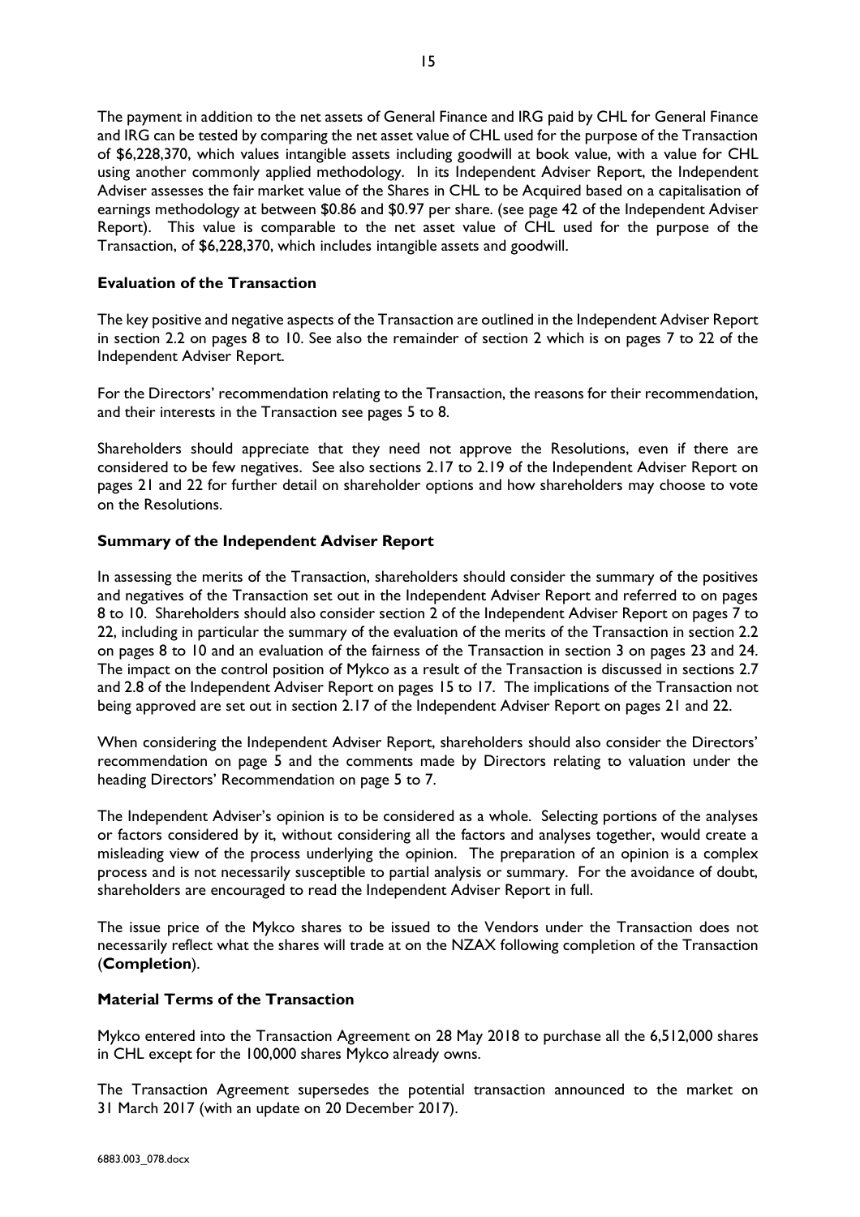The payment in addition to the net assets of General Finance and IRG paid by CHL for General Finance and IRG can be tested by comparing the net asset value of CHL used for the purpose of the Transaction of $6,228,370, which values intangible assets including goodwill at book value, with a value for CHL using another commonly applied methodology. In its Independent Adviser Report, the Independent Adviser assesses the fair market value of the Shares in CHL to be Acquired based on a capitalisation of earnings methodology at between $0.86 and $0.97 per share. (see page 42 of the Independent Adviser Report). This value is comparable to the net asset value of CHL used for the purpose of the Transaction, of $6,228,370, which includes intangible assets and goodwill.

### Evaluation of the Transaction

The key positive and negative aspects of the Transaction are outlined in the Independent Adviser Report in section 2.2 on pages 8 to 10. See also the remainder of section 2 which is on pages 7 to 22 of the Independent Adviser Report.

For the Directors' recommendation relating to the Transaction, the reasons for their recommendation, and their interests in the Transaction see pages 5 to 8.

Shareholders should appreciate that they need not approve the Resolutions, even if there are considered to be few negatives. See also sections 2.17 to 2.19 of the Independent Adviser Report on pages 21 and 22 for further detail on shareholder options and how shareholders may choose to vote on the Resolutions.

### Summary of the Independent Adviser Report

In assessing the merits of the Transaction, shareholders should consider the summary of the positives and negatives of the Transaction set out in the Independent Adviser Report and referred to on pages 8 to 10. Shareholders should also consider section 2 of the Independent Adviser Report on pages 7 to 22, including in particular the summary of the evaluation of the merits of the Transaction in section 2.2 on pages 8 to 10 and an evaluation of the fairness of the Transaction in section 3 on pages 23 and 24. The impact on the control position of Mykco as a result of the Transaction is discussed in sections 2.7 and 2.8 of the Independent Adviser Report on pages 15 to 17. The implications of the Transaction not being approved are set out in section 2.17 of the Independent Adviser Report on pages 21 and 22.

When considering the Independent Adviser Report, shareholders should also consider the Directors' recommendation on page 5 and the comments made by Directors relating to valuation under the heading Directors' Recommendation on page 5 to 7.

The Independent Adviser's opinion is to be considered as a whole. Selecting portions of the analyses or factors considered by it, without considering all the factors and analyses together, would create a misleading view of the process underlying the opinion. The preparation of an opinion is a complex process and is not necessarily susceptible to partial analysis or summary. For the avoidance of doubt, shareholders are encouraged to read the Independent Adviser Report in full.

The issue price of the Mykco shares to be issued to the Vendors under the Transaction does not necessarily reflect what the shares will trade at on the NZAX following completion of the Transaction (**Completion**).

### Material Terms of the Transaction

Mykco entered into the Transaction Agreement on 28 May 2018 to purchase all the 6,512,000 shares in CHL except for the 100,000 shares Mykco already owns.

The Transaction Agreement supersedes the potential transaction announced to the market on 31 March 2017 (with an update on 20 December 2017).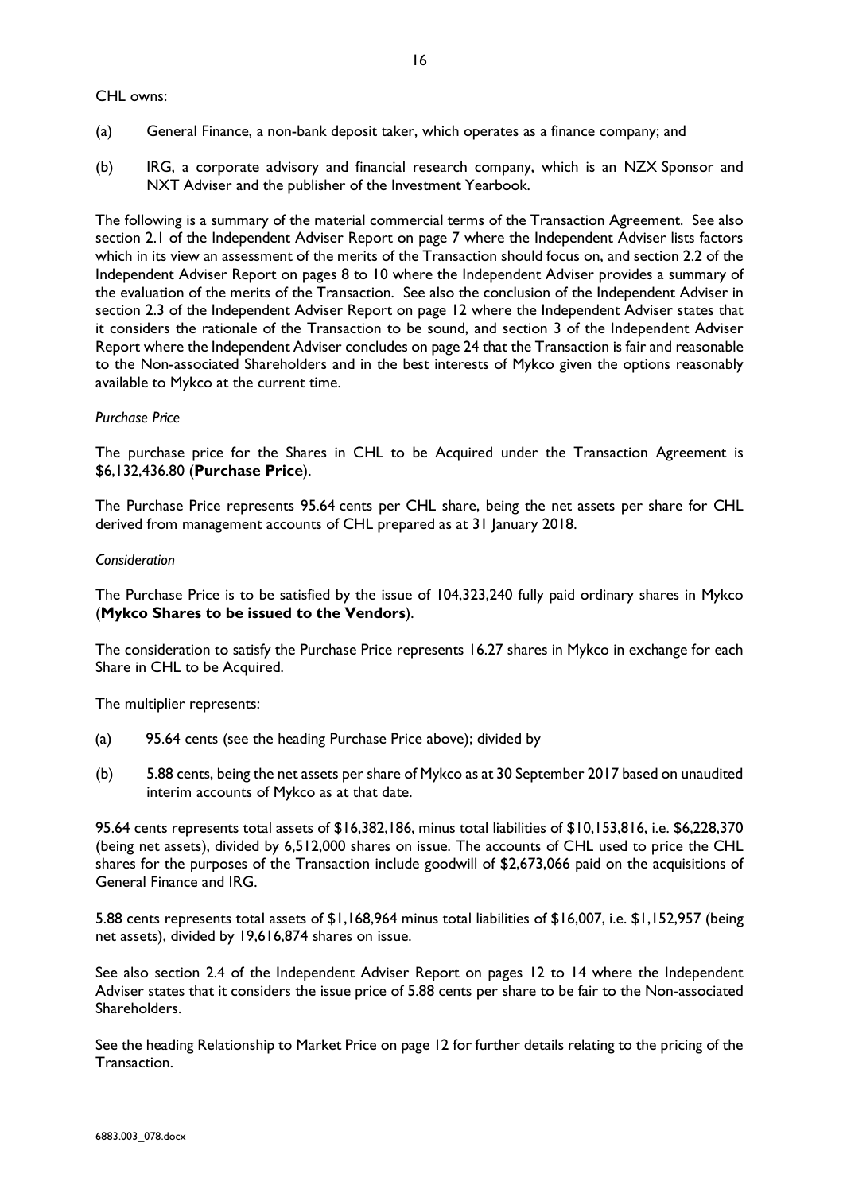CHL owns:

(a) General Finance, a non-bank deposit taker, which operates as a finance company; and

(b) IRG, a corporate advisory and financial research company, which is an NZX Sponsor and NXT Adviser and the publisher of the Investment Yearbook.

The following is a summary of the material commercial terms of the Transaction Agreement. See also section 2.1 of the Independent Adviser Report on page 7 where the Independent Adviser lists factors which in its view an assessment of the merits of the Transaction should focus on, and section 2.2 of the Independent Adviser Report on pages 8 to 10 where the Independent Adviser provides a summary of the evaluation of the merits of the Transaction. See also the conclusion of the Independent Adviser in section 2.3 of the Independent Adviser Report on page 12 where the Independent Adviser states that it considers the rationale of the Transaction to be sound, and section 3 of the Independent Adviser Report where the Independent Adviser concludes on page 24 that the Transaction is fair and reasonable to the Non-associated Shareholders and in the best interests of Mykco given the options reasonably available to Mykco at the current time.

*Purchase Price*

The purchase price for the Shares in CHL to be Acquired under the Transaction Agreement is $6,132,436.80 (**Purchase Price**).

The Purchase Price represents 95.64 cents per CHL share, being the net assets per share for CHL derived from management accounts of CHL prepared as at 31 January 2018.

*Consideration*

The Purchase Price is to be satisfied by the issue of 104,323,240 fully paid ordinary shares in Mykco (**Mykco Shares to be issued to the Vendors**).

The consideration to satisfy the Purchase Price represents 16.27 shares in Mykco in exchange for each Share in CHL to be Acquired.

The multiplier represents:

(a) 95.64 cents (see the heading Purchase Price above); divided by

(b) 5.88 cents, being the net assets per share of Mykco as at 30 September 2017 based on unaudited interim accounts of Mykco as at that date.

95.64 cents represents total assets of $16,382,186, minus total liabilities of $10,153,816, i.e. $6,228,370 (being net assets), divided by 6,512,000 shares on issue. The accounts of CHL used to price the CHL shares for the purposes of the Transaction include goodwill of $2,673,066 paid on the acquisitions of General Finance and IRG.

5.88 cents represents total assets of $1,168,964 minus total liabilities of $16,007, i.e. $1,152,957 (being net assets), divided by 19,616,874 shares on issue.

See also section 2.4 of the Independent Adviser Report on pages 12 to 14 where the Independent Adviser states that it considers the issue price of 5.88 cents per share to be fair to the Non-associated Shareholders.

See the heading Relationship to Market Price on page 12 for further details relating to the pricing of the Transaction.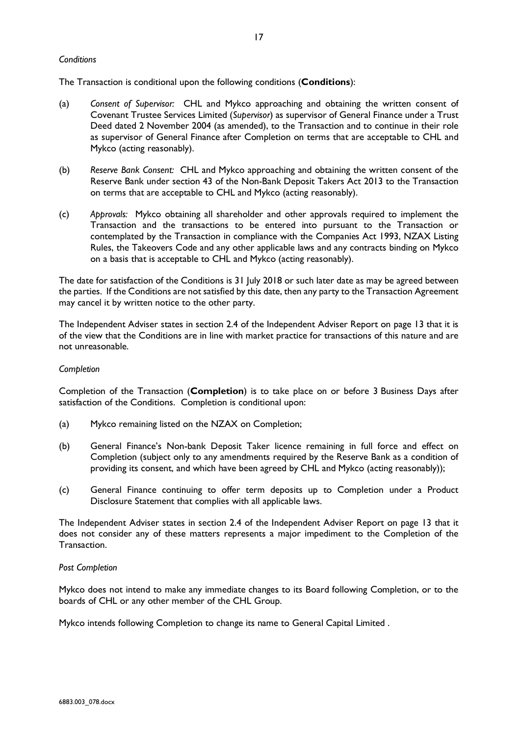*Conditions*

The Transaction is conditional upon the following conditions (**Conditions**):

(a) *Consent of Supervisor:* CHL and Mykco approaching and obtaining the written consent of Covenant Trustee Services Limited (*Supervisor*) as supervisor of General Finance under a Trust Deed dated 2 November 2004 (as amended), to the Transaction and to continue in their role as supervisor of General Finance after Completion on terms that are acceptable to CHL and Mykco (acting reasonably).

(b) *Reserve Bank Consent:* CHL and Mykco approaching and obtaining the written consent of the Reserve Bank under section 43 of the Non-Bank Deposit Takers Act 2013 to the Transaction on terms that are acceptable to CHL and Mykco (acting reasonably).

(c) *Approvals:* Mykco obtaining all shareholder and other approvals required to implement the Transaction and the transactions to be entered into pursuant to the Transaction or contemplated by the Transaction in compliance with the Companies Act 1993, NZAX Listing Rules, the Takeovers Code and any other applicable laws and any contracts binding on Mykco on a basis that is acceptable to CHL and Mykco (acting reasonably).

The date for satisfaction of the Conditions is 31 July 2018 or such later date as may be agreed between the parties. If the Conditions are not satisfied by this date, then any party to the Transaction Agreement may cancel it by written notice to the other party.

The Independent Adviser states in section 2.4 of the Independent Adviser Report on page 13 that it is of the view that the Conditions are in line with market practice for transactions of this nature and are not unreasonable.

*Completion*

Completion of the Transaction (**Completion**) is to take place on or before 3 Business Days after satisfaction of the Conditions. Completion is conditional upon:

(a) Mykco remaining listed on the NZAX on Completion;

(b) General Finance's Non-bank Deposit Taker licence remaining in full force and effect on Completion (subject only to any amendments required by the Reserve Bank as a condition of providing its consent, and which have been agreed by CHL and Mykco (acting reasonably));

(c) General Finance continuing to offer term deposits up to Completion under a Product Disclosure Statement that complies with all applicable laws.

The Independent Adviser states in section 2.4 of the Independent Adviser Report on page 13 that it does not consider any of these matters represents a major impediment to the Completion of the Transaction.

*Post Completion*

Mykco does not intend to make any immediate changes to its Board following Completion, or to the boards of CHL or any other member of the CHL Group.

Mykco intends following Completion to change its name to General Capital Limited .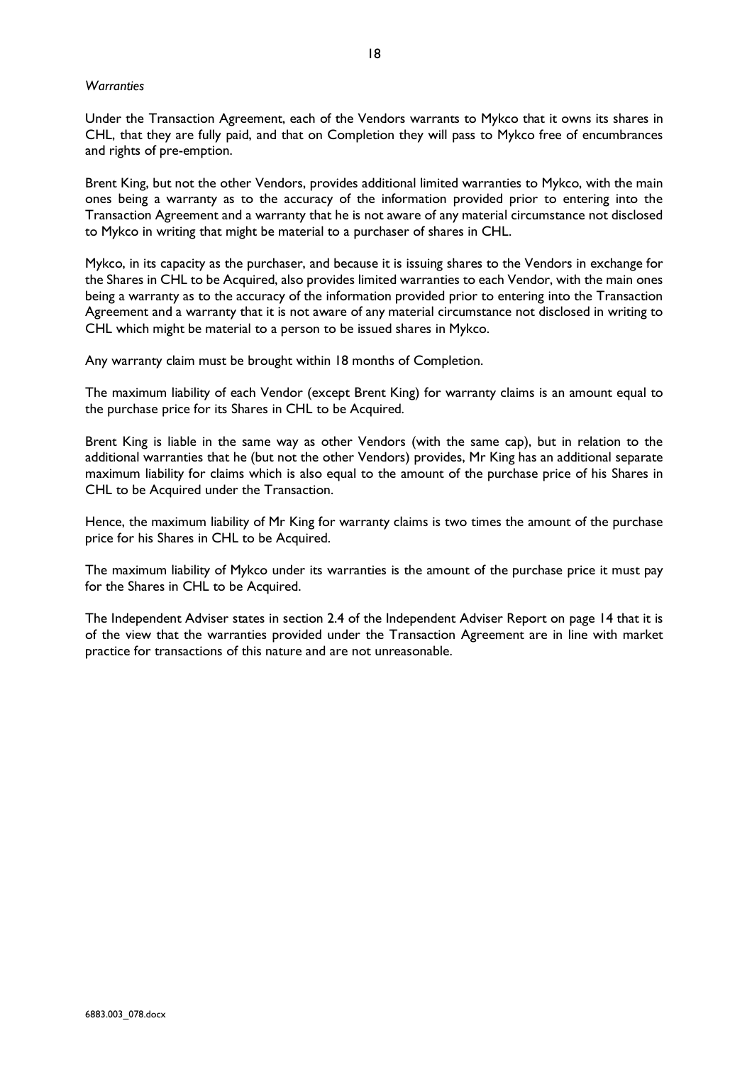*Warranties*

Under the Transaction Agreement, each of the Vendors warrants to Mykco that it owns its shares in CHL, that they are fully paid, and that on Completion they will pass to Mykco free of encumbrances and rights of pre-emption.

Brent King, but not the other Vendors, provides additional limited warranties to Mykco, with the main ones being a warranty as to the accuracy of the information provided prior to entering into the Transaction Agreement and a warranty that he is not aware of any material circumstance not disclosed to Mykco in writing that might be material to a purchaser of shares in CHL.

Mykco, in its capacity as the purchaser, and because it is issuing shares to the Vendors in exchange for the Shares in CHL to be Acquired, also provides limited warranties to each Vendor, with the main ones being a warranty as to the accuracy of the information provided prior to entering into the Transaction Agreement and a warranty that it is not aware of any material circumstance not disclosed in writing to CHL which might be material to a person to be issued shares in Mykco.

Any warranty claim must be brought within 18 months of Completion.

The maximum liability of each Vendor (except Brent King) for warranty claims is an amount equal to the purchase price for its Shares in CHL to be Acquired.

Brent King is liable in the same way as other Vendors (with the same cap), but in relation to the additional warranties that he (but not the other Vendors) provides, Mr King has an additional separate maximum liability for claims which is also equal to the amount of the purchase price of his Shares in CHL to be Acquired under the Transaction.

Hence, the maximum liability of Mr King for warranty claims is two times the amount of the purchase price for his Shares in CHL to be Acquired.

The maximum liability of Mykco under its warranties is the amount of the purchase price it must pay for the Shares in CHL to be Acquired.

The Independent Adviser states in section 2.4 of the Independent Adviser Report on page 14 that it is of the view that the warranties provided under the Transaction Agreement are in line with market practice for transactions of this nature and are not unreasonable.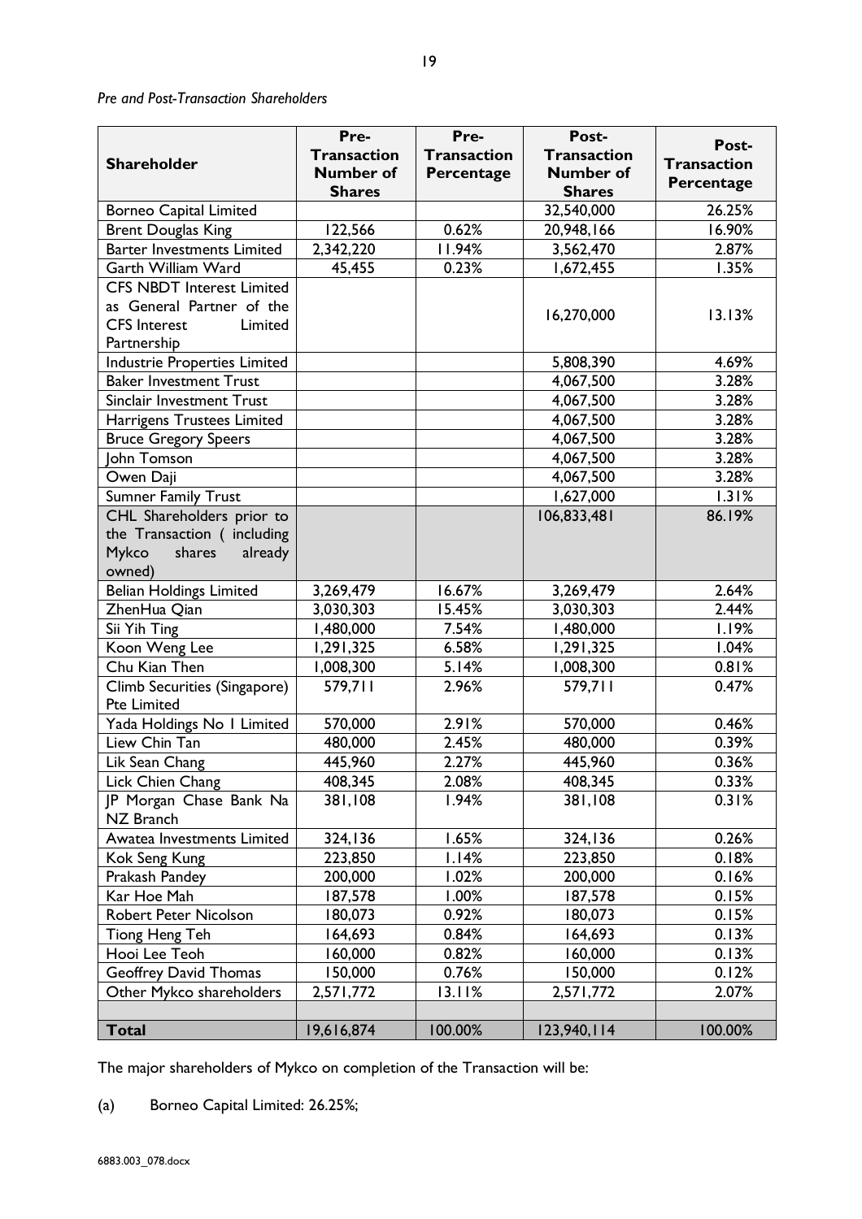*Pre and Post-Transaction Shareholders*

| Shareholder | Pre-Transaction Number of Shares | Pre-Transaction Percentage | Post-Transaction Number of Shares | Post-Transaction Percentage |
|---|---|---|---|---|
| Borneo Capital Limited | | | 32,540,000 | 26.25% |
| Brent Douglas King | 122,566 | 0.62% | 20,948,166 | 16.90% |
| Barter Investments Limited | 2,342,220 | 11.94% | 3,562,470 | 2.87% |
| Garth William Ward | 45,455 | 0.23% | 1,672,455 | 1.35% |
| CFS NBDT Interest Limited as General Partner of the CFS Interest Limited Partnership | | | 16,270,000 | 13.13% |
| Industrie Properties Limited | | | 5,808,390 | 4.69% |
| Baker Investment Trust | | | 4,067,500 | 3.28% |
| Sinclair Investment Trust | | | 4,067,500 | 3.28% |
| Harrigens Trustees Limited | | | 4,067,500 | 3.28% |
| Bruce Gregory Speers | | | 4,067,500 | 3.28% |
| John Tomson | | | 4,067,500 | 3.28% |
| Owen Daji | | | 4,067,500 | 3.28% |
| Sumner Family Trust | | | 1,627,000 | 1.31% |
| CHL Shareholders prior to the Transaction ( including Mykco shares already owned) | | | 106,833,481 | 86.19% |
| Belian Holdings Limited | 3,269,479 | 16.67% | 3,269,479 | 2.64% |
| ZhenHua Qian | 3,030,303 | 15.45% | 3,030,303 | 2.44% |
| Sii Yih Ting | 1,480,000 | 7.54% | 1,480,000 | 1.19% |
| Koon Weng Lee | 1,291,325 | 6.58% | 1,291,325 | 1.04% |
| Chu Kian Then | 1,008,300 | 5.14% | 1,008,300 | 0.81% |
| Climb Securities (Singapore) Pte Limited | 579,711 | 2.96% | 579,711 | 0.47% |
| Yada Holdings No 1 Limited | 570,000 | 2.91% | 570,000 | 0.46% |
| Liew Chin Tan | 480,000 | 2.45% | 480,000 | 0.39% |
| Lik Sean Chang | 445,960 | 2.27% | 445,960 | 0.36% |
| Lick Chien Chang | 408,345 | 2.08% | 408,345 | 0.33% |
| JP Morgan Chase Bank Na NZ Branch | 381,108 | 1.94% | 381,108 | 0.31% |
| Awatea Investments Limited | 324,136 | 1.65% | 324,136 | 0.26% |
| Kok Seng Kung | 223,850 | 1.14% | 223,850 | 0.18% |
| Prakash Pandey | 200,000 | 1.02% | 200,000 | 0.16% |
| Kar Hoe Mah | 187,578 | 1.00% | 187,578 | 0.15% |
| Robert Peter Nicolson | 180,073 | 0.92% | 180,073 | 0.15% |
| Tiong Heng Teh | 164,693 | 0.84% | 164,693 | 0.13% |
| Hooi Lee Teoh | 160,000 | 0.82% | 160,000 | 0.13% |
| Geoffrey David Thomas | 150,000 | 0.76% | 150,000 | 0.12% |
| Other Mykco shareholders | 2,571,772 | 13.11% | 2,571,772 | 2.07% |
| | | | | |
| **Total** | 19,616,874 | 100.00% | 123,940,114 | 100.00% |

The major shareholders of Mykco on completion of the Transaction will be:

(a) Borneo Capital Limited: 26.25%;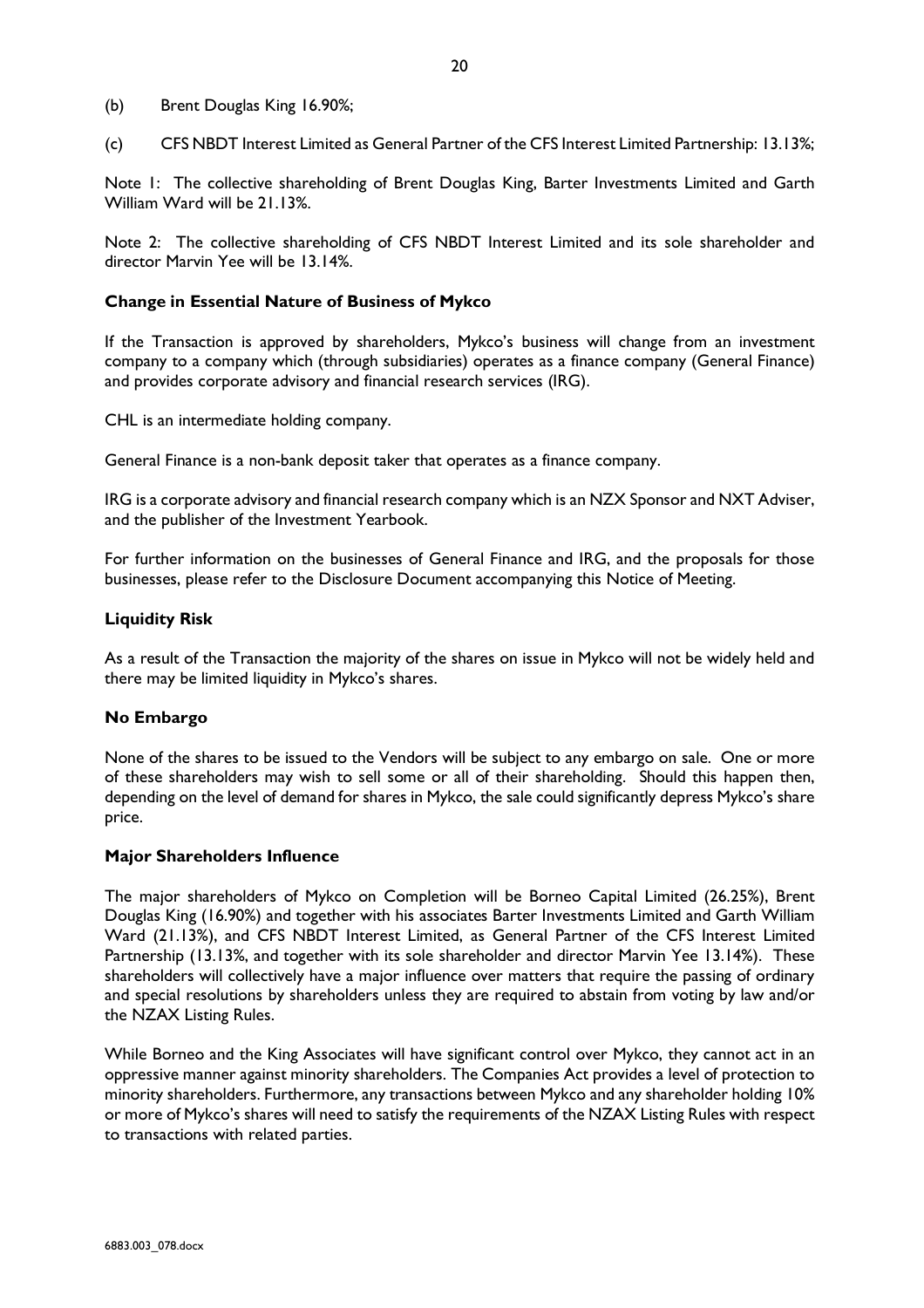(b) Brent Douglas King 16.90%;

(c) CFS NBDT Interest Limited as General Partner of the CFS Interest Limited Partnership: 13.13%;

Note 1: The collective shareholding of Brent Douglas King, Barter Investments Limited and Garth William Ward will be 21.13%.

Note 2: The collective shareholding of CFS NBDT Interest Limited and its sole shareholder and director Marvin Yee will be 13.14%.

**Change in Essential Nature of Business of Mykco**

If the Transaction is approved by shareholders, Mykco's business will change from an investment company to a company which (through subsidiaries) operates as a finance company (General Finance) and provides corporate advisory and financial research services (IRG).

CHL is an intermediate holding company.

General Finance is a non-bank deposit taker that operates as a finance company.

IRG is a corporate advisory and financial research company which is an NZX Sponsor and NXT Adviser, and the publisher of the Investment Yearbook.

For further information on the businesses of General Finance and IRG, and the proposals for those businesses, please refer to the Disclosure Document accompanying this Notice of Meeting.

**Liquidity Risk**

As a result of the Transaction the majority of the shares on issue in Mykco will not be widely held and there may be limited liquidity in Mykco's shares.

**No Embargo**

None of the shares to be issued to the Vendors will be subject to any embargo on sale. One or more of these shareholders may wish to sell some or all of their shareholding. Should this happen then, depending on the level of demand for shares in Mykco, the sale could significantly depress Mykco's share price.

**Major Shareholders Influence**

The major shareholders of Mykco on Completion will be Borneo Capital Limited (26.25%), Brent Douglas King (16.90%) and together with his associates Barter Investments Limited and Garth William Ward (21.13%), and CFS NBDT Interest Limited, as General Partner of the CFS Interest Limited Partnership (13.13%, and together with its sole shareholder and director Marvin Yee 13.14%). These shareholders will collectively have a major influence over matters that require the passing of ordinary and special resolutions by shareholders unless they are required to abstain from voting by law and/or the NZAX Listing Rules.

While Borneo and the King Associates will have significant control over Mykco, they cannot act in an oppressive manner against minority shareholders. The Companies Act provides a level of protection to minority shareholders. Furthermore, any transactions between Mykco and any shareholder holding 10% or more of Mykco's shares will need to satisfy the requirements of the NZAX Listing Rules with respect to transactions with related parties.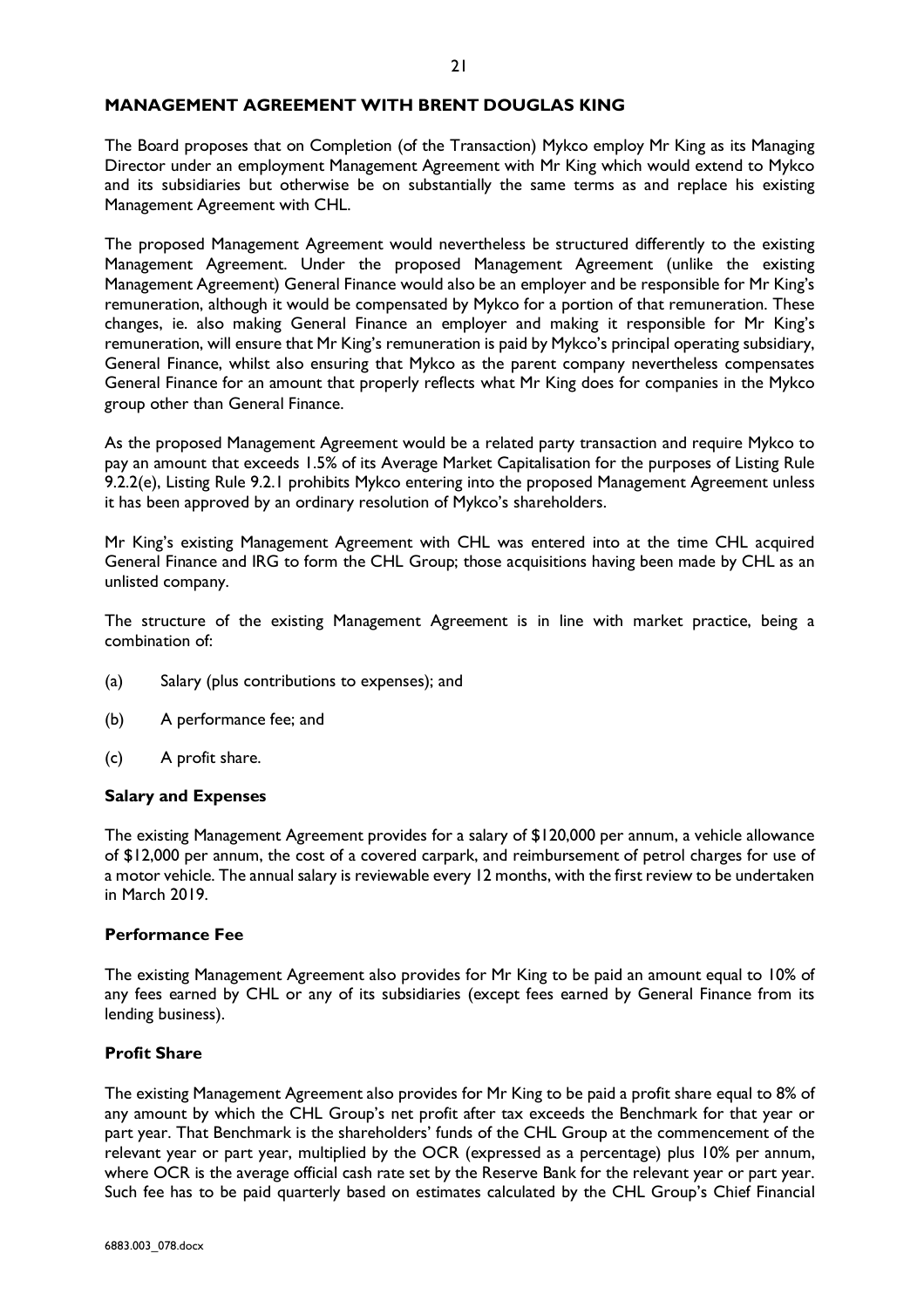## MANAGEMENT AGREEMENT WITH BRENT DOUGLAS KING

The Board proposes that on Completion (of the Transaction) Mykco employ Mr King as its Managing Director under an employment Management Agreement with Mr King which would extend to Mykco and its subsidiaries but otherwise be on substantially the same terms as and replace his existing Management Agreement with CHL.

The proposed Management Agreement would nevertheless be structured differently to the existing Management Agreement. Under the proposed Management Agreement (unlike the existing Management Agreement) General Finance would also be an employer and be responsible for Mr King's remuneration, although it would be compensated by Mykco for a portion of that remuneration. These changes, ie. also making General Finance an employer and making it responsible for Mr King's remuneration, will ensure that Mr King's remuneration is paid by Mykco's principal operating subsidiary, General Finance, whilst also ensuring that Mykco as the parent company nevertheless compensates General Finance for an amount that properly reflects what Mr King does for companies in the Mykco group other than General Finance.

As the proposed Management Agreement would be a related party transaction and require Mykco to pay an amount that exceeds 1.5% of its Average Market Capitalisation for the purposes of Listing Rule 9.2.2(e), Listing Rule 9.2.1 prohibits Mykco entering into the proposed Management Agreement unless it has been approved by an ordinary resolution of Mykco's shareholders.

Mr King's existing Management Agreement with CHL was entered into at the time CHL acquired General Finance and IRG to form the CHL Group; those acquisitions having been made by CHL as an unlisted company.

The structure of the existing Management Agreement is in line with market practice, being a combination of:

(a) Salary (plus contributions to expenses); and

(b) A performance fee; and

(c) A profit share.

### Salary and Expenses

The existing Management Agreement provides for a salary of $120,000 per annum, a vehicle allowance of $12,000 per annum, the cost of a covered carpark, and reimbursement of petrol charges for use of a motor vehicle. The annual salary is reviewable every 12 months, with the first review to be undertaken in March 2019.

### Performance Fee

The existing Management Agreement also provides for Mr King to be paid an amount equal to 10% of any fees earned by CHL or any of its subsidiaries (except fees earned by General Finance from its lending business).

### Profit Share

The existing Management Agreement also provides for Mr King to be paid a profit share equal to 8% of any amount by which the CHL Group's net profit after tax exceeds the Benchmark for that year or part year. That Benchmark is the shareholders' funds of the CHL Group at the commencement of the relevant year or part year, multiplied by the OCR (expressed as a percentage) plus 10% per annum, where OCR is the average official cash rate set by the Reserve Bank for the relevant year or part year. Such fee has to be paid quarterly based on estimates calculated by the CHL Group's Chief Financial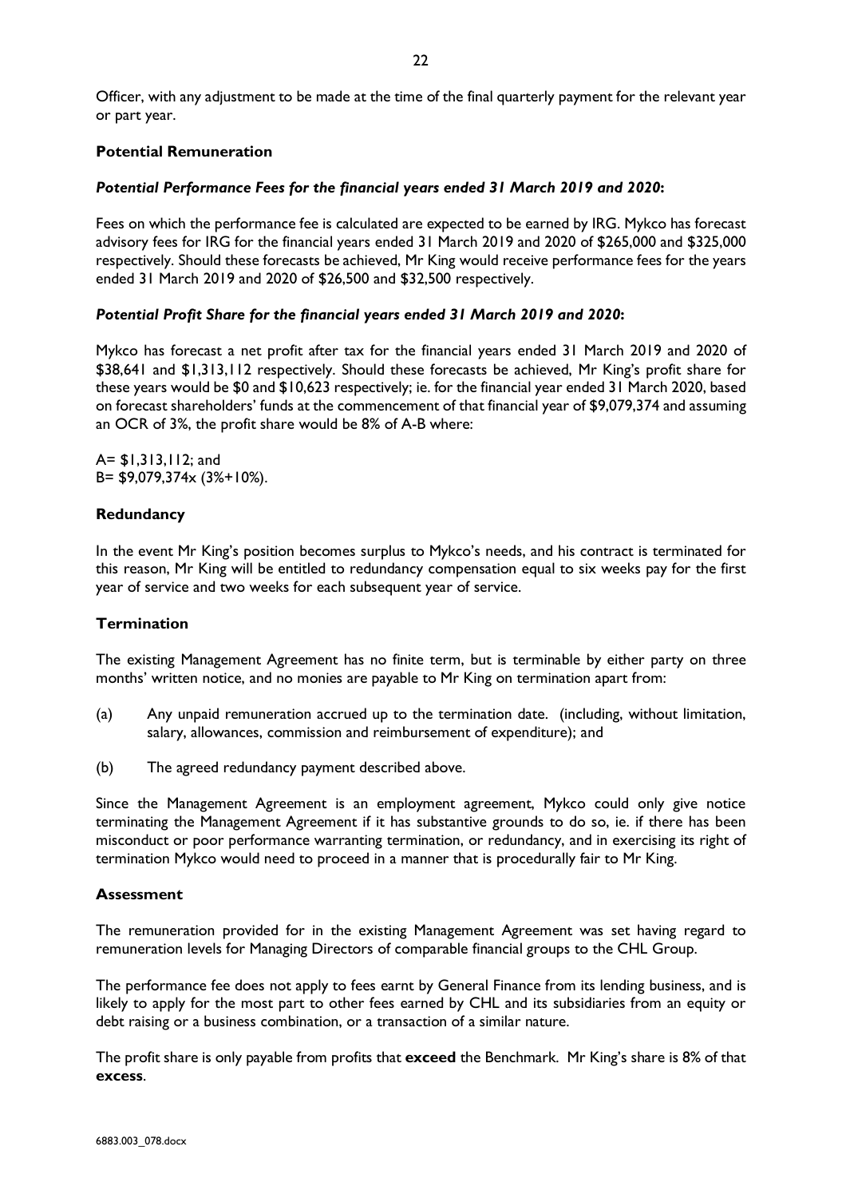Officer, with any adjustment to be made at the time of the final quarterly payment for the relevant year or part year.

**Potential Remuneration**

***Potential Performance Fees for the financial years ended 31 March 2019 and 2020*:**

Fees on which the performance fee is calculated are expected to be earned by IRG. Mykco has forecast advisory fees for IRG for the financial years ended 31 March 2019 and 2020 of $265,000 and $325,000 respectively. Should these forecasts be achieved, Mr King would receive performance fees for the years ended 31 March 2019 and 2020 of $26,500 and $32,500 respectively.

***Potential Profit Share for the financial years ended 31 March 2019 and 2020*:**

Mykco has forecast a net profit after tax for the financial years ended 31 March 2019 and 2020 of $38,641 and $1,313,112 respectively. Should these forecasts be achieved, Mr King's profit share for these years would be $0 and $10,623 respectively; ie. for the financial year ended 31 March 2020, based on forecast shareholders' funds at the commencement of that financial year of $9,079,374 and assuming an OCR of 3%, the profit share would be 8% of A-B where:

A= $1,313,112; and
B= $9,079,374x (3%+10%).

**Redundancy**

In the event Mr King's position becomes surplus to Mykco's needs, and his contract is terminated for this reason, Mr King will be entitled to redundancy compensation equal to six weeks pay for the first year of service and two weeks for each subsequent year of service.

**Termination**

The existing Management Agreement has no finite term, but is terminable by either party on three months' written notice, and no monies are payable to Mr King on termination apart from:

(a) Any unpaid remuneration accrued up to the termination date. (including, without limitation, salary, allowances, commission and reimbursement of expenditure); and

(b) The agreed redundancy payment described above.

Since the Management Agreement is an employment agreement, Mykco could only give notice terminating the Management Agreement if it has substantive grounds to do so, ie. if there has been misconduct or poor performance warranting termination, or redundancy, and in exercising its right of termination Mykco would need to proceed in a manner that is procedurally fair to Mr King.

**Assessment**

The remuneration provided for in the existing Management Agreement was set having regard to remuneration levels for Managing Directors of comparable financial groups to the CHL Group.

The performance fee does not apply to fees earnt by General Finance from its lending business, and is likely to apply for the most part to other fees earned by CHL and its subsidiaries from an equity or debt raising or a business combination, or a transaction of a similar nature.

The profit share is only payable from profits that **exceed** the Benchmark. Mr King's share is 8% of that **excess**.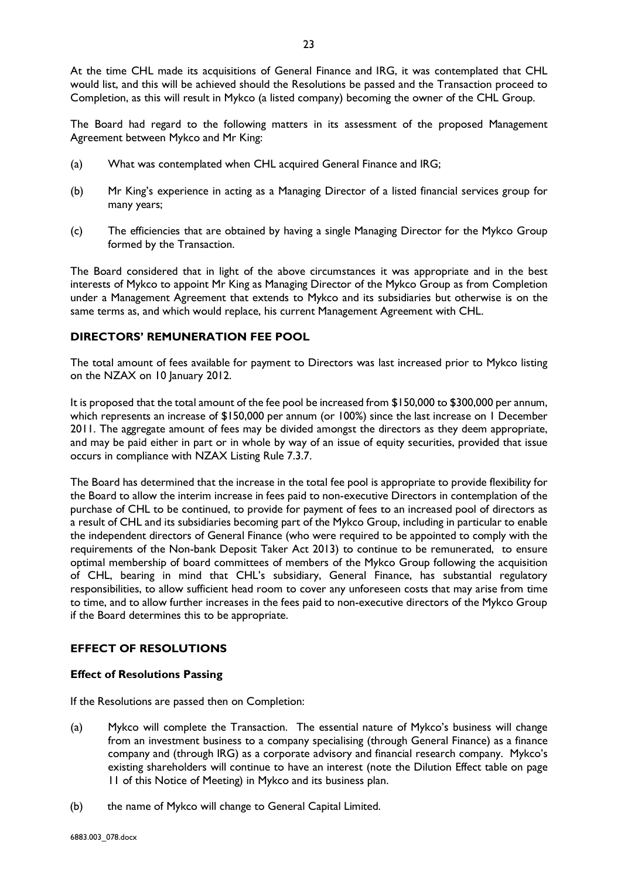At the time CHL made its acquisitions of General Finance and IRG, it was contemplated that CHL would list, and this will be achieved should the Resolutions be passed and the Transaction proceed to Completion, as this will result in Mykco (a listed company) becoming the owner of the CHL Group.

The Board had regard to the following matters in its assessment of the proposed Management Agreement between Mykco and Mr King:

(a) What was contemplated when CHL acquired General Finance and IRG;

(b) Mr King's experience in acting as a Managing Director of a listed financial services group for many years;

(c) The efficiencies that are obtained by having a single Managing Director for the Mykco Group formed by the Transaction.

The Board considered that in light of the above circumstances it was appropriate and in the best interests of Mykco to appoint Mr King as Managing Director of the Mykco Group as from Completion under a Management Agreement that extends to Mykco and its subsidiaries but otherwise is on the same terms as, and which would replace, his current Management Agreement with CHL.

## DIRECTORS' REMUNERATION FEE POOL

The total amount of fees available for payment to Directors was last increased prior to Mykco listing on the NZAX on 10 January 2012.

It is proposed that the total amount of the fee pool be increased from $150,000 to $300,000 per annum, which represents an increase of $150,000 per annum (or 100%) since the last increase on 1 December 2011. The aggregate amount of fees may be divided amongst the directors as they deem appropriate, and may be paid either in part or in whole by way of an issue of equity securities, provided that issue occurs in compliance with NZAX Listing Rule 7.3.7.

The Board has determined that the increase in the total fee pool is appropriate to provide flexibility for the Board to allow the interim increase in fees paid to non-executive Directors in contemplation of the purchase of CHL to be continued, to provide for payment of fees to an increased pool of directors as a result of CHL and its subsidiaries becoming part of the Mykco Group, including in particular to enable the independent directors of General Finance (who were required to be appointed to comply with the requirements of the Non-bank Deposit Taker Act 2013) to continue to be remunerated, to ensure optimal membership of board committees of members of the Mykco Group following the acquisition of CHL, bearing in mind that CHL's subsidiary, General Finance, has substantial regulatory responsibilities, to allow sufficient head room to cover any unforeseen costs that may arise from time to time, and to allow further increases in the fees paid to non-executive directors of the Mykco Group if the Board determines this to be appropriate.

## EFFECT OF RESOLUTIONS

### Effect of Resolutions Passing

If the Resolutions are passed then on Completion:

(a) Mykco will complete the Transaction. The essential nature of Mykco's business will change from an investment business to a company specialising (through General Finance) as a finance company and (through IRG) as a corporate advisory and financial research company. Mykco's existing shareholders will continue to have an interest (note the Dilution Effect table on page 11 of this Notice of Meeting) in Mykco and its business plan.

(b) the name of Mykco will change to General Capital Limited.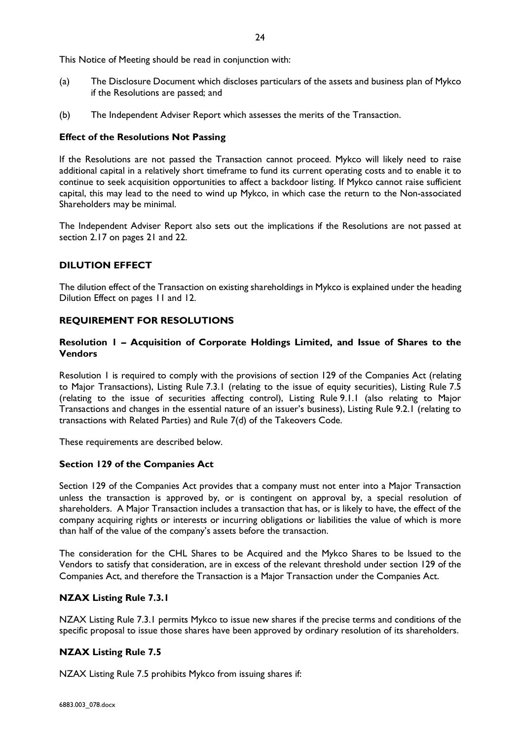This Notice of Meeting should be read in conjunction with:

(a) The Disclosure Document which discloses particulars of the assets and business plan of Mykco if the Resolutions are passed; and

(b) The Independent Adviser Report which assesses the merits of the Transaction.

**Effect of the Resolutions Not Passing**

If the Resolutions are not passed the Transaction cannot proceed. Mykco will likely need to raise additional capital in a relatively short timeframe to fund its current operating costs and to enable it to continue to seek acquisition opportunities to affect a backdoor listing. If Mykco cannot raise sufficient capital, this may lead to the need to wind up Mykco, in which case the return to the Non-associated Shareholders may be minimal.

The Independent Adviser Report also sets out the implications if the Resolutions are not passed at section 2.17 on pages 21 and 22.

## DILUTION EFFECT

The dilution effect of the Transaction on existing shareholdings in Mykco is explained under the heading Dilution Effect on pages 11 and 12.

## REQUIREMENT FOR RESOLUTIONS

### Resolution 1 – Acquisition of Corporate Holdings Limited, and Issue of Shares to the Vendors

Resolution 1 is required to comply with the provisions of section 129 of the Companies Act (relating to Major Transactions), Listing Rule 7.3.1 (relating to the issue of equity securities), Listing Rule 7.5 (relating to the issue of securities affecting control), Listing Rule 9.1.1 (also relating to Major Transactions and changes in the essential nature of an issuer's business), Listing Rule 9.2.1 (relating to transactions with Related Parties) and Rule 7(d) of the Takeovers Code.

These requirements are described below.

**Section 129 of the Companies Act**

Section 129 of the Companies Act provides that a company must not enter into a Major Transaction unless the transaction is approved by, or is contingent on approval by, a special resolution of shareholders. A Major Transaction includes a transaction that has, or is likely to have, the effect of the company acquiring rights or interests or incurring obligations or liabilities the value of which is more than half of the value of the company's assets before the transaction.

The consideration for the CHL Shares to be Acquired and the Mykco Shares to be Issued to the Vendors to satisfy that consideration, are in excess of the relevant threshold under section 129 of the Companies Act, and therefore the Transaction is a Major Transaction under the Companies Act.

### NZAX Listing Rule 7.3.1

NZAX Listing Rule 7.3.1 permits Mykco to issue new shares if the precise terms and conditions of the specific proposal to issue those shares have been approved by ordinary resolution of its shareholders.

### NZAX Listing Rule 7.5

NZAX Listing Rule 7.5 prohibits Mykco from issuing shares if: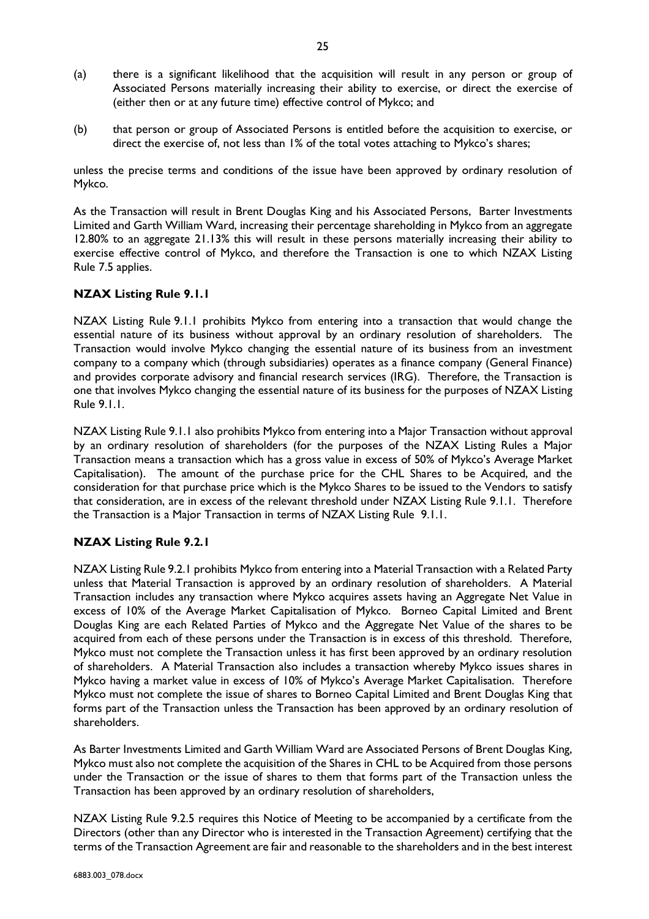(a) there is a significant likelihood that the acquisition will result in any person or group of Associated Persons materially increasing their ability to exercise, or direct the exercise of (either then or at any future time) effective control of Mykco; and

(b) that person or group of Associated Persons is entitled before the acquisition to exercise, or direct the exercise of, not less than 1% of the total votes attaching to Mykco's shares;

unless the precise terms and conditions of the issue have been approved by ordinary resolution of Mykco.

As the Transaction will result in Brent Douglas King and his Associated Persons, Barter Investments Limited and Garth William Ward, increasing their percentage shareholding in Mykco from an aggregate 12.80% to an aggregate 21.13% this will result in these persons materially increasing their ability to exercise effective control of Mykco, and therefore the Transaction is one to which NZAX Listing Rule 7.5 applies.

**NZAX Listing Rule 9.1.1**

NZAX Listing Rule 9.1.1 prohibits Mykco from entering into a transaction that would change the essential nature of its business without approval by an ordinary resolution of shareholders. The Transaction would involve Mykco changing the essential nature of its business from an investment company to a company which (through subsidiaries) operates as a finance company (General Finance) and provides corporate advisory and financial research services (IRG). Therefore, the Transaction is one that involves Mykco changing the essential nature of its business for the purposes of NZAX Listing Rule 9.1.1.

NZAX Listing Rule 9.1.1 also prohibits Mykco from entering into a Major Transaction without approval by an ordinary resolution of shareholders (for the purposes of the NZAX Listing Rules a Major Transaction means a transaction which has a gross value in excess of 50% of Mykco's Average Market Capitalisation). The amount of the purchase price for the CHL Shares to be Acquired, and the consideration for that purchase price which is the Mykco Shares to be issued to the Vendors to satisfy that consideration, are in excess of the relevant threshold under NZAX Listing Rule 9.1.1. Therefore the Transaction is a Major Transaction in terms of NZAX Listing Rule 9.1.1.

**NZAX Listing Rule 9.2.1**

NZAX Listing Rule 9.2.1 prohibits Mykco from entering into a Material Transaction with a Related Party unless that Material Transaction is approved by an ordinary resolution of shareholders. A Material Transaction includes any transaction where Mykco acquires assets having an Aggregate Net Value in excess of 10% of the Average Market Capitalisation of Mykco. Borneo Capital Limited and Brent Douglas King are each Related Parties of Mykco and the Aggregate Net Value of the shares to be acquired from each of these persons under the Transaction is in excess of this threshold. Therefore, Mykco must not complete the Transaction unless it has first been approved by an ordinary resolution of shareholders. A Material Transaction also includes a transaction whereby Mykco issues shares in Mykco having a market value in excess of 10% of Mykco's Average Market Capitalisation. Therefore Mykco must not complete the issue of shares to Borneo Capital Limited and Brent Douglas King that forms part of the Transaction unless the Transaction has been approved by an ordinary resolution of shareholders.

As Barter Investments Limited and Garth William Ward are Associated Persons of Brent Douglas King, Mykco must also not complete the acquisition of the Shares in CHL to be Acquired from those persons under the Transaction or the issue of shares to them that forms part of the Transaction unless the Transaction has been approved by an ordinary resolution of shareholders,

NZAX Listing Rule 9.2.5 requires this Notice of Meeting to be accompanied by a certificate from the Directors (other than any Director who is interested in the Transaction Agreement) certifying that the terms of the Transaction Agreement are fair and reasonable to the shareholders and in the best interest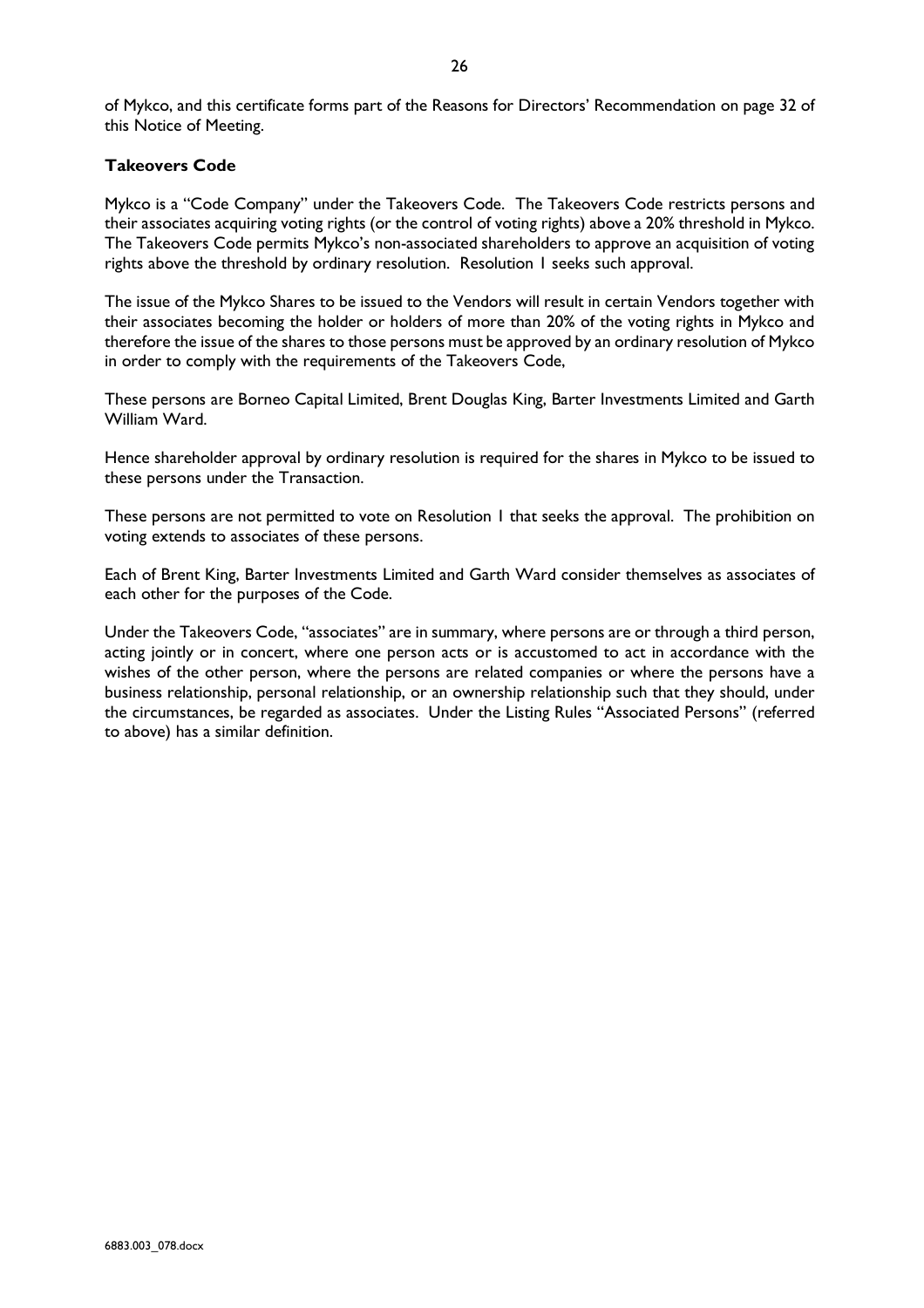of Mykco, and this certificate forms part of the Reasons for Directors' Recommendation on page 32 of this Notice of Meeting.

**Takeovers Code**

Mykco is a "Code Company" under the Takeovers Code. The Takeovers Code restricts persons and their associates acquiring voting rights (or the control of voting rights) above a 20% threshold in Mykco. The Takeovers Code permits Mykco's non-associated shareholders to approve an acquisition of voting rights above the threshold by ordinary resolution. Resolution 1 seeks such approval.

The issue of the Mykco Shares to be issued to the Vendors will result in certain Vendors together with their associates becoming the holder or holders of more than 20% of the voting rights in Mykco and therefore the issue of the shares to those persons must be approved by an ordinary resolution of Mykco in order to comply with the requirements of the Takeovers Code,

These persons are Borneo Capital Limited, Brent Douglas King, Barter Investments Limited and Garth William Ward.

Hence shareholder approval by ordinary resolution is required for the shares in Mykco to be issued to these persons under the Transaction.

These persons are not permitted to vote on Resolution 1 that seeks the approval. The prohibition on voting extends to associates of these persons.

Each of Brent King, Barter Investments Limited and Garth Ward consider themselves as associates of each other for the purposes of the Code.

Under the Takeovers Code, "associates" are in summary, where persons are or through a third person, acting jointly or in concert, where one person acts or is accustomed to act in accordance with the wishes of the other person, where the persons are related companies or where the persons have a business relationship, personal relationship, or an ownership relationship such that they should, under the circumstances, be regarded as associates. Under the Listing Rules "Associated Persons" (referred to above) has a similar definition.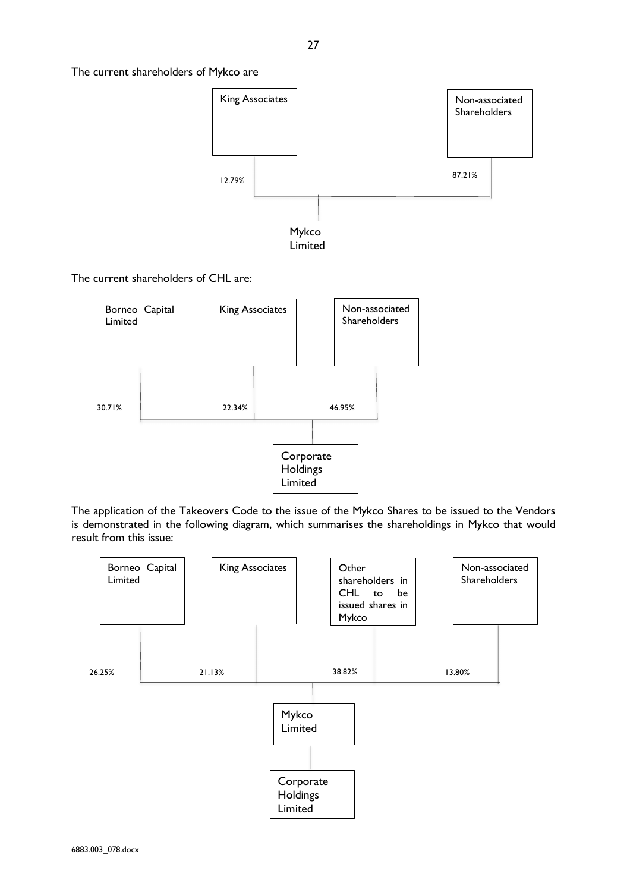The current shareholders of Mykco are

| Shareholder | Shareholding in Mykco Limited |
| --- | --- |
| King Associates | 12.79% |
| Non-associated Shareholders | 87.21% |

The current shareholders of CHL are:

| Shareholder | Shareholding in Corporate Holdings Limited |
| --- | --- |
| Borneo Capital Limited | 30.71% |
| King Associates | 22.34% |
| Non-associated Shareholders | 46.95% |

The application of the Takeovers Code to the issue of the Mykco Shares to be issued to the Vendors is demonstrated in the following diagram, which summarises the shareholdings in Mykco that would result from this issue:

| Shareholder | Shareholding in Mykco Limited |
| --- | --- |
| Borneo Capital Limited | 26.25% |
| King Associates | 21.13% |
| Other shareholders in CHL to be issued shares in Mykco | 38.82% |
| Non-associated Shareholders | 13.80% |

Mykco Limited → Corporate Holdings Limited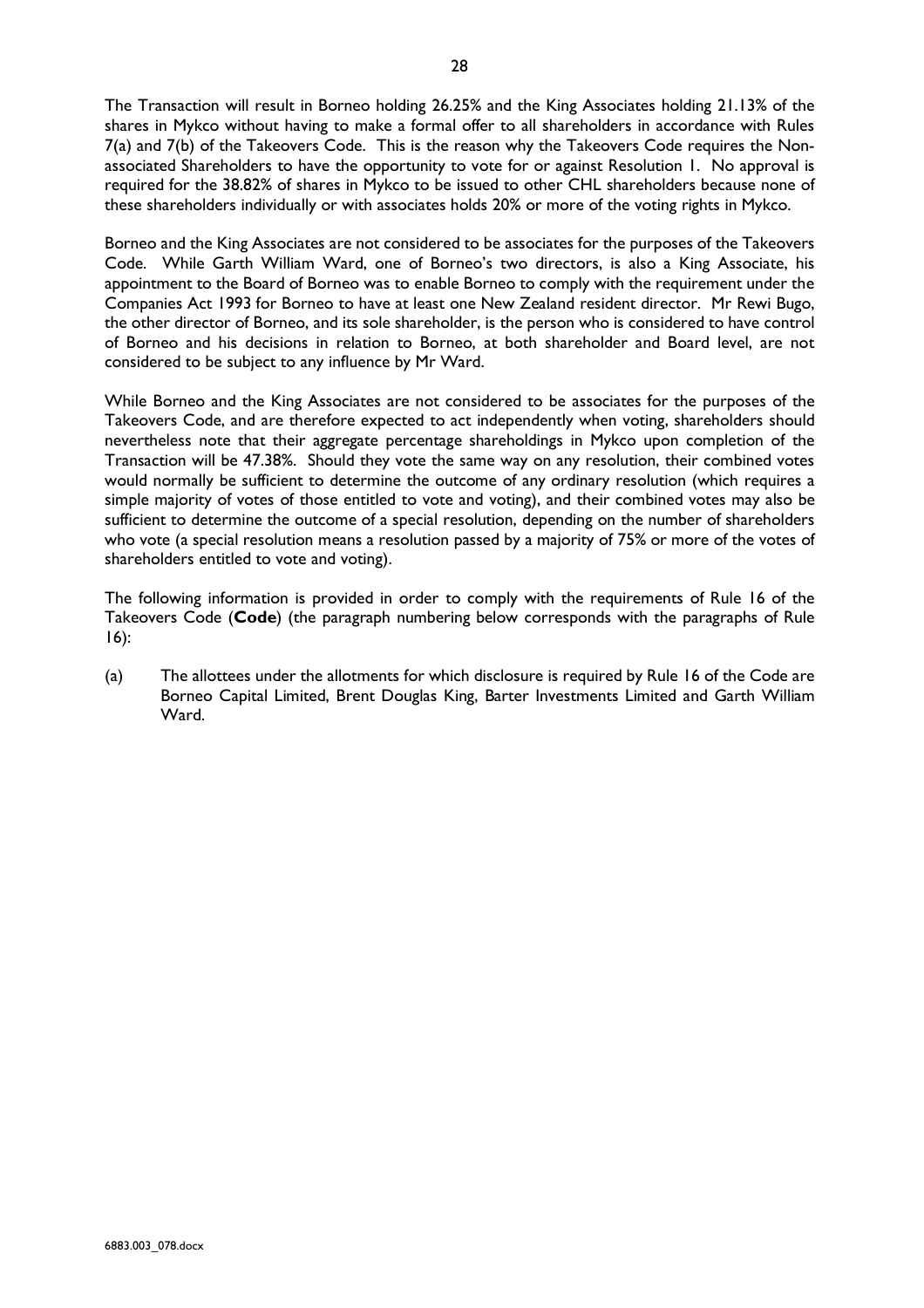The Transaction will result in Borneo holding 26.25% and the King Associates holding 21.13% of the shares in Mykco without having to make a formal offer to all shareholders in accordance with Rules 7(a) and 7(b) of the Takeovers Code. This is the reason why the Takeovers Code requires the Non-associated Shareholders to have the opportunity to vote for or against Resolution 1. No approval is required for the 38.82% of shares in Mykco to be issued to other CHL shareholders because none of these shareholders individually or with associates holds 20% or more of the voting rights in Mykco.

Borneo and the King Associates are not considered to be associates for the purposes of the Takeovers Code. While Garth William Ward, one of Borneo's two directors, is also a King Associate, his appointment to the Board of Borneo was to enable Borneo to comply with the requirement under the Companies Act 1993 for Borneo to have at least one New Zealand resident director. Mr Rewi Bugo, the other director of Borneo, and its sole shareholder, is the person who is considered to have control of Borneo and his decisions in relation to Borneo, at both shareholder and Board level, are not considered to be subject to any influence by Mr Ward.

While Borneo and the King Associates are not considered to be associates for the purposes of the Takeovers Code, and are therefore expected to act independently when voting, shareholders should nevertheless note that their aggregate percentage shareholdings in Mykco upon completion of the Transaction will be 47.38%. Should they vote the same way on any resolution, their combined votes would normally be sufficient to determine the outcome of any ordinary resolution (which requires a simple majority of votes of those entitled to vote and voting), and their combined votes may also be sufficient to determine the outcome of a special resolution, depending on the number of shareholders who vote (a special resolution means a resolution passed by a majority of 75% or more of the votes of shareholders entitled to vote and voting).

The following information is provided in order to comply with the requirements of Rule 16 of the Takeovers Code (**Code**) (the paragraph numbering below corresponds with the paragraphs of Rule 16):

(a) The allottees under the allotments for which disclosure is required by Rule 16 of the Code are Borneo Capital Limited, Brent Douglas King, Barter Investments Limited and Garth William Ward.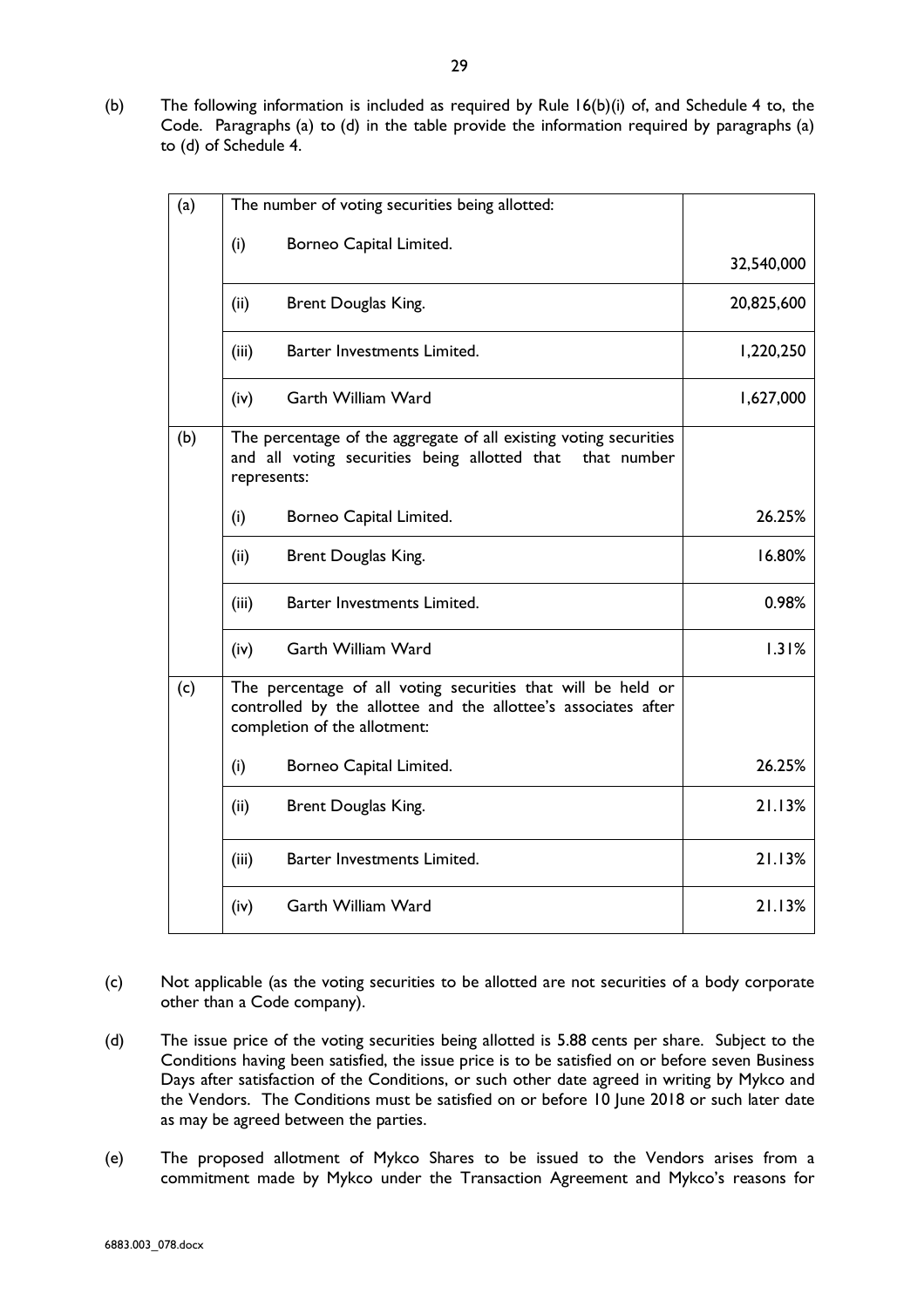(b) The following information is included as required by Rule 16(b)(i) of, and Schedule 4 to, the Code. Paragraphs (a) to (d) in the table provide the information required by paragraphs (a) to (d) of Schedule 4.

| | | |
|---|---|---|
| (a) | The number of voting securities being allotted: | |
| | (i) Borneo Capital Limited. | 32,540,000 |
| | (ii) Brent Douglas King. | 20,825,600 |
| | (iii) Barter Investments Limited. | 1,220,250 |
| | (iv) Garth William Ward | 1,627,000 |
| (b) | The percentage of the aggregate of all existing voting securities and all voting securities being allotted that that number represents: | |
| | (i) Borneo Capital Limited. | 26.25% |
| | (ii) Brent Douglas King. | 16.80% |
| | (iii) Barter Investments Limited. | 0.98% |
| | (iv) Garth William Ward | 1.31% |
| (c) | The percentage of all voting securities that will be held or controlled by the allottee and the allottee's associates after completion of the allotment: | |
| | (i) Borneo Capital Limited. | 26.25% |
| | (ii) Brent Douglas King. | 21.13% |
| | (iii) Barter Investments Limited. | 21.13% |
| | (iv) Garth William Ward | 21.13% |

(c) Not applicable (as the voting securities to be allotted are not securities of a body corporate other than a Code company).

(d) The issue price of the voting securities being allotted is 5.88 cents per share. Subject to the Conditions having been satisfied, the issue price is to be satisfied on or before seven Business Days after satisfaction of the Conditions, or such other date agreed in writing by Mykco and the Vendors. The Conditions must be satisfied on or before 10 June 2018 or such later date as may be agreed between the parties.

(e) The proposed allotment of Mykco Shares to be issued to the Vendors arises from a commitment made by Mykco under the Transaction Agreement and Mykco's reasons for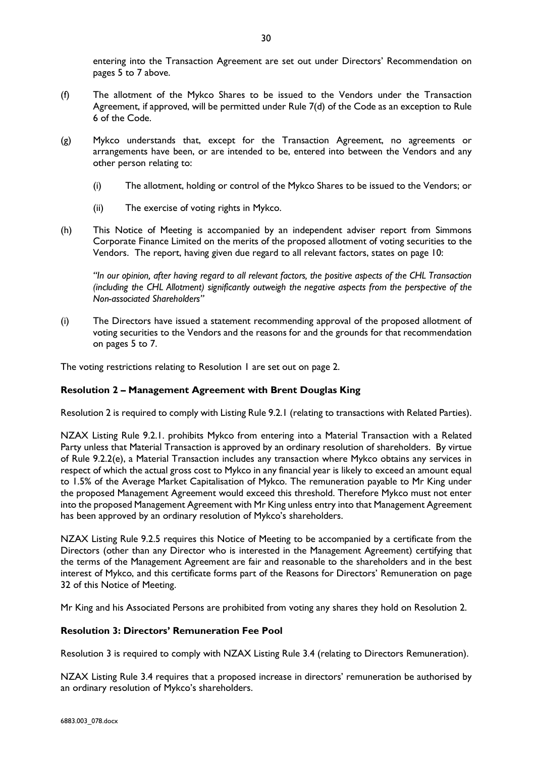entering into the Transaction Agreement are set out under Directors' Recommendation on pages 5 to 7 above.

(f) The allotment of the Mykco Shares to be issued to the Vendors under the Transaction Agreement, if approved, will be permitted under Rule 7(d) of the Code as an exception to Rule 6 of the Code.

(g) Mykco understands that, except for the Transaction Agreement, no agreements or arrangements have been, or are intended to be, entered into between the Vendors and any other person relating to:

 (i) The allotment, holding or control of the Mykco Shares to be issued to the Vendors; or

 (ii) The exercise of voting rights in Mykco.

(h) This Notice of Meeting is accompanied by an independent adviser report from Simmons Corporate Finance Limited on the merits of the proposed allotment of voting securities to the Vendors. The report, having given due regard to all relevant factors, states on page 10:

 *"In our opinion, after having regard to all relevant factors, the positive aspects of the CHL Transaction (including the CHL Allotment) significantly outweigh the negative aspects from the perspective of the Non-associated Shareholders"*

(i) The Directors have issued a statement recommending approval of the proposed allotment of voting securities to the Vendors and the reasons for and the grounds for that recommendation on pages 5 to 7.

The voting restrictions relating to Resolution 1 are set out on page 2.

**Resolution 2 – Management Agreement with Brent Douglas King**

Resolution 2 is required to comply with Listing Rule 9.2.1 (relating to transactions with Related Parties).

NZAX Listing Rule 9.2.1. prohibits Mykco from entering into a Material Transaction with a Related Party unless that Material Transaction is approved by an ordinary resolution of shareholders. By virtue of Rule 9.2.2(e), a Material Transaction includes any transaction where Mykco obtains any services in respect of which the actual gross cost to Mykco in any financial year is likely to exceed an amount equal to 1.5% of the Average Market Capitalisation of Mykco. The remuneration payable to Mr King under the proposed Management Agreement would exceed this threshold. Therefore Mykco must not enter into the proposed Management Agreement with Mr King unless entry into that Management Agreement has been approved by an ordinary resolution of Mykco's shareholders.

NZAX Listing Rule 9.2.5 requires this Notice of Meeting to be accompanied by a certificate from the Directors (other than any Director who is interested in the Management Agreement) certifying that the terms of the Management Agreement are fair and reasonable to the shareholders and in the best interest of Mykco, and this certificate forms part of the Reasons for Directors' Remuneration on page 32 of this Notice of Meeting.

Mr King and his Associated Persons are prohibited from voting any shares they hold on Resolution 2.

**Resolution 3: Directors' Remuneration Fee Pool**

Resolution 3 is required to comply with NZAX Listing Rule 3.4 (relating to Directors Remuneration).

NZAX Listing Rule 3.4 requires that a proposed increase in directors' remuneration be authorised by an ordinary resolution of Mykco's shareholders.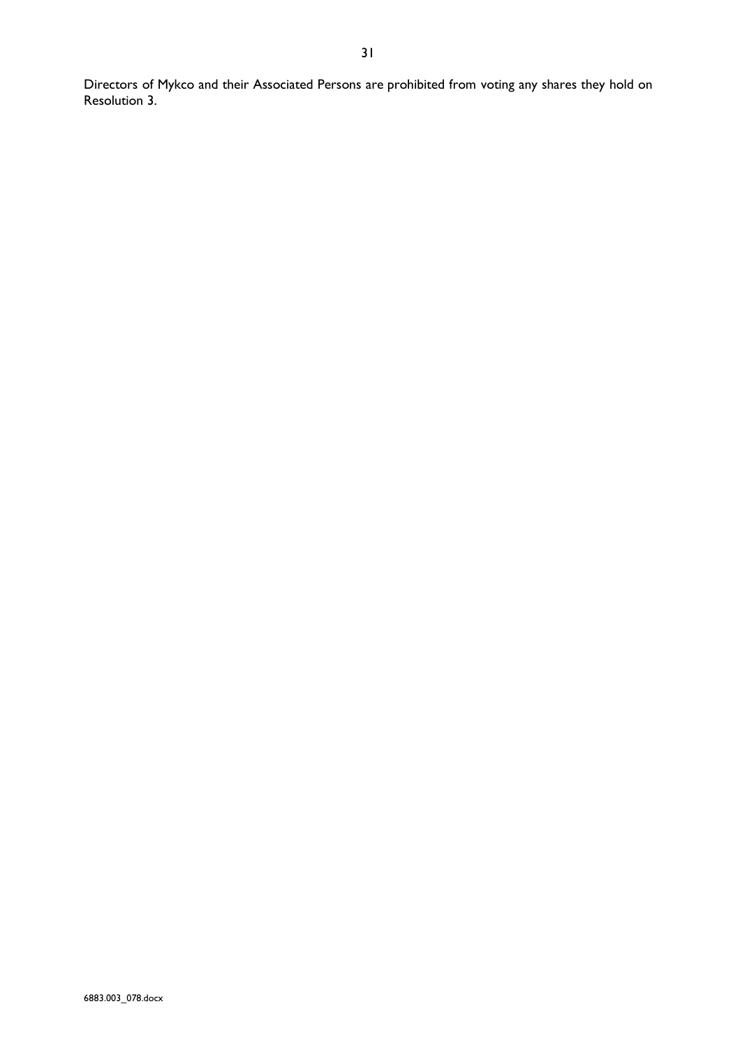Directors of Mykco and their Associated Persons are prohibited from voting any shares they hold on Resolution 3.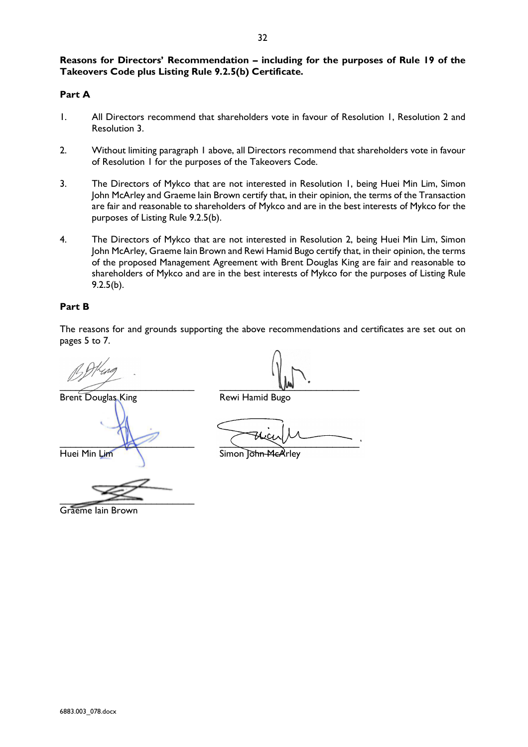**Reasons for Directors' Recommendation – including for the purposes of Rule 19 of the Takeovers Code plus Listing Rule 9.2.5(b) Certificate.**

**Part A**

1. All Directors recommend that shareholders vote in favour of Resolution 1, Resolution 2 and Resolution 3.

2. Without limiting paragraph 1 above, all Directors recommend that shareholders vote in favour of Resolution 1 for the purposes of the Takeovers Code.

3. The Directors of Mykco that are not interested in Resolution 1, being Huei Min Lim, Simon John McArley and Graeme Iain Brown certify that, in their opinion, the terms of the Transaction are fair and reasonable to shareholders of Mykco and are in the best interests of Mykco for the purposes of Listing Rule 9.2.5(b).

4. The Directors of Mykco that are not interested in Resolution 2, being Huei Min Lim, Simon John McArley, Graeme Iain Brown and Rewi Hamid Bugo certify that, in their opinion, the terms of the proposed Management Agreement with Brent Douglas King are fair and reasonable to shareholders of Mykco and are in the best interests of Mykco for the purposes of Listing Rule 9.2.5(b).

**Part B**

The reasons for and grounds supporting the above recommendations and certificates are set out on pages 5 to 7.

_______________________________
Brent Douglas King

_______________________________
Rewi Hamid Bugo

_______________________________
Huei Min Lim

_______________________________
Simon John McArley

_______________________________
Graeme Iain Brown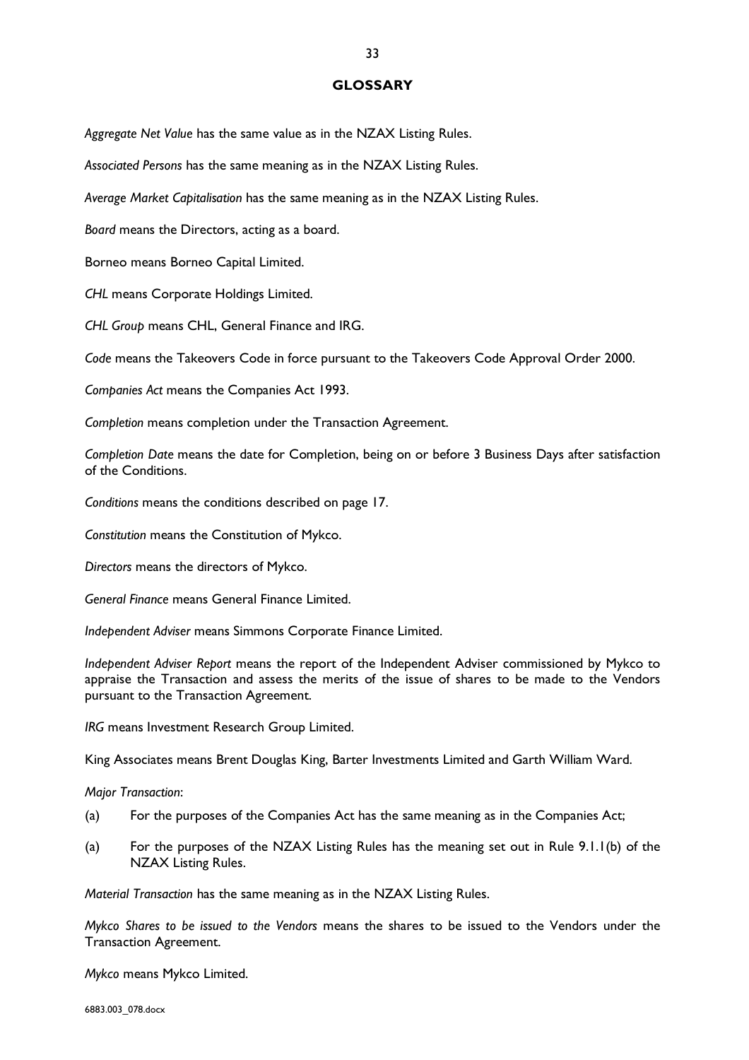## GLOSSARY

*Aggregate Net Value* has the same value as in the NZAX Listing Rules.

*Associated Persons* has the same meaning as in the NZAX Listing Rules.

*Average Market Capitalisation* has the same meaning as in the NZAX Listing Rules.

*Board* means the Directors, acting as a board.

Borneo means Borneo Capital Limited.

*CHL* means Corporate Holdings Limited.

*CHL Group* means CHL, General Finance and IRG.

*Code* means the Takeovers Code in force pursuant to the Takeovers Code Approval Order 2000.

*Companies Act* means the Companies Act 1993.

*Completion* means completion under the Transaction Agreement.

*Completion Date* means the date for Completion, being on or before 3 Business Days after satisfaction of the Conditions.

*Conditions* means the conditions described on page 17.

*Constitution* means the Constitution of Mykco.

*Directors* means the directors of Mykco.

*General Finance* means General Finance Limited.

*Independent Adviser* means Simmons Corporate Finance Limited.

*Independent Adviser Report* means the report of the Independent Adviser commissioned by Mykco to appraise the Transaction and assess the merits of the issue of shares to be made to the Vendors pursuant to the Transaction Agreement.

*IRG* means Investment Research Group Limited.

King Associates means Brent Douglas King, Barter Investments Limited and Garth William Ward.

*Major Transaction*:

(a) For the purposes of the Companies Act has the same meaning as in the Companies Act;

(a) For the purposes of the NZAX Listing Rules has the meaning set out in Rule 9.1.1(b) of the NZAX Listing Rules.

*Material Transaction* has the same meaning as in the NZAX Listing Rules.

*Mykco Shares to be issued to the Vendors* means the shares to be issued to the Vendors under the Transaction Agreement.

*Mykco* means Mykco Limited.

6883.003_078.docx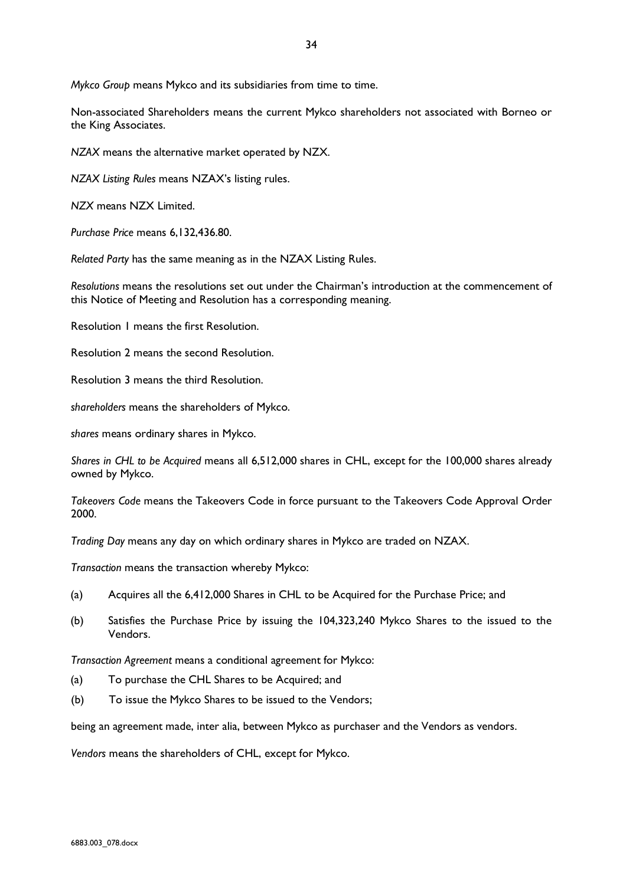*Mykco Group* means Mykco and its subsidiaries from time to time.

Non-associated Shareholders means the current Mykco shareholders not associated with Borneo or the King Associates.

*NZAX* means the alternative market operated by NZX.

*NZAX Listing Rules* means NZAX's listing rules.

*NZX* means NZX Limited.

*Purchase Price* means 6,132,436.80.

*Related Party* has the same meaning as in the NZAX Listing Rules.

*Resolutions* means the resolutions set out under the Chairman's introduction at the commencement of this Notice of Meeting and Resolution has a corresponding meaning.

Resolution 1 means the first Resolution.

Resolution 2 means the second Resolution.

Resolution 3 means the third Resolution.

*shareholders* means the shareholders of Mykco.

*shares* means ordinary shares in Mykco.

*Shares in CHL to be Acquired* means all 6,512,000 shares in CHL, except for the 100,000 shares already owned by Mykco.

*Takeovers Code* means the Takeovers Code in force pursuant to the Takeovers Code Approval Order 2000.

*Trading Day* means any day on which ordinary shares in Mykco are traded on NZAX.

*Transaction* means the transaction whereby Mykco:

(a) Acquires all the 6,412,000 Shares in CHL to be Acquired for the Purchase Price; and

(b) Satisfies the Purchase Price by issuing the 104,323,240 Mykco Shares to the issued to the Vendors.

*Transaction Agreement* means a conditional agreement for Mykco:

(a) To purchase the CHL Shares to be Acquired; and

(b) To issue the Mykco Shares to be issued to the Vendors;

being an agreement made, inter alia, between Mykco as purchaser and the Vendors as vendors.

*Vendors* means the shareholders of CHL, except for Mykco.